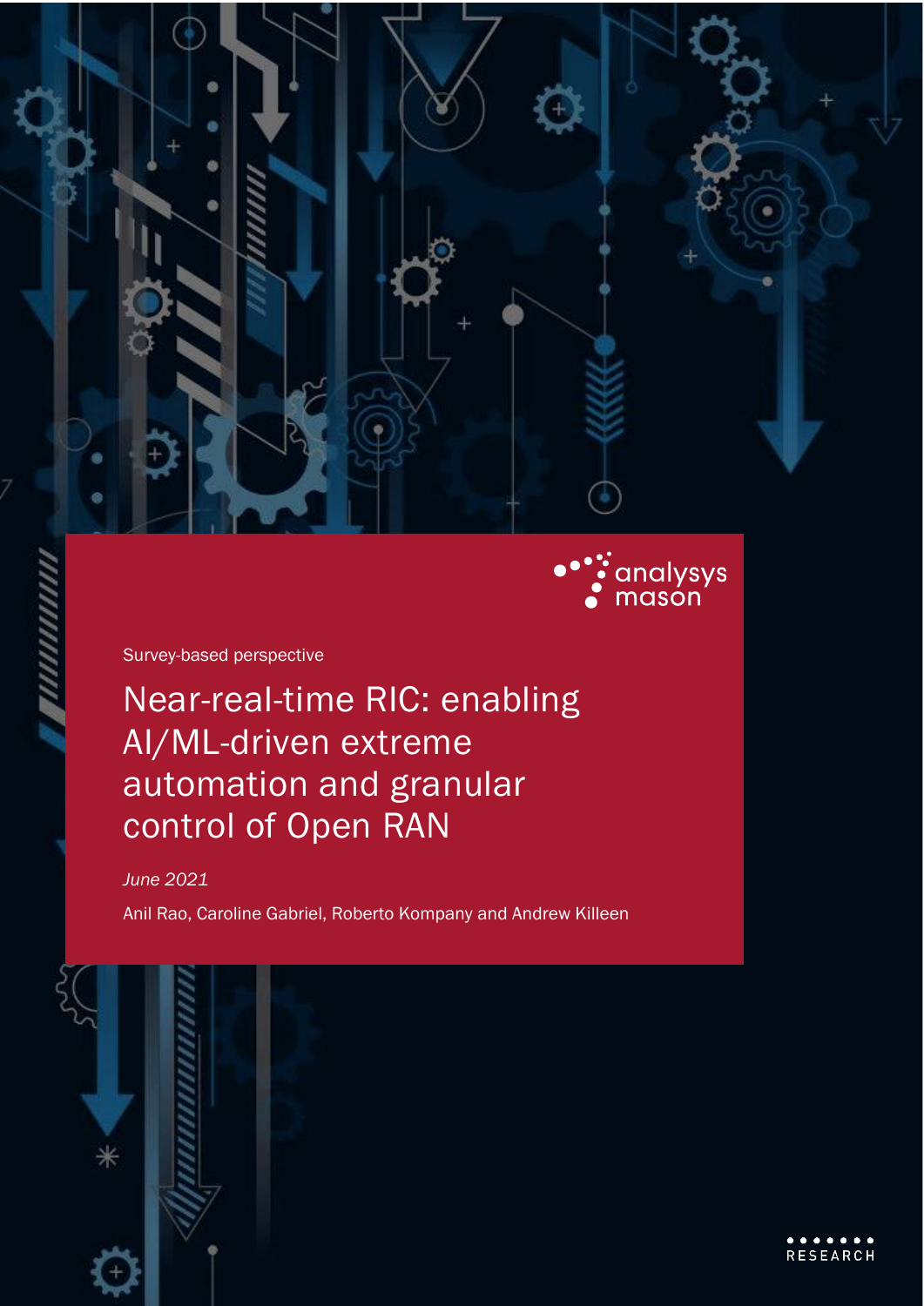analysys mason

Survey-based perspective

# Near-real-time RIC: enabling AI/ML-driven extreme automation and granular control of Open RAN

*June 2021*

Anil Rao, Caroline Gabriel, Roberto Kompany and Andrew Killeen

RESEARCH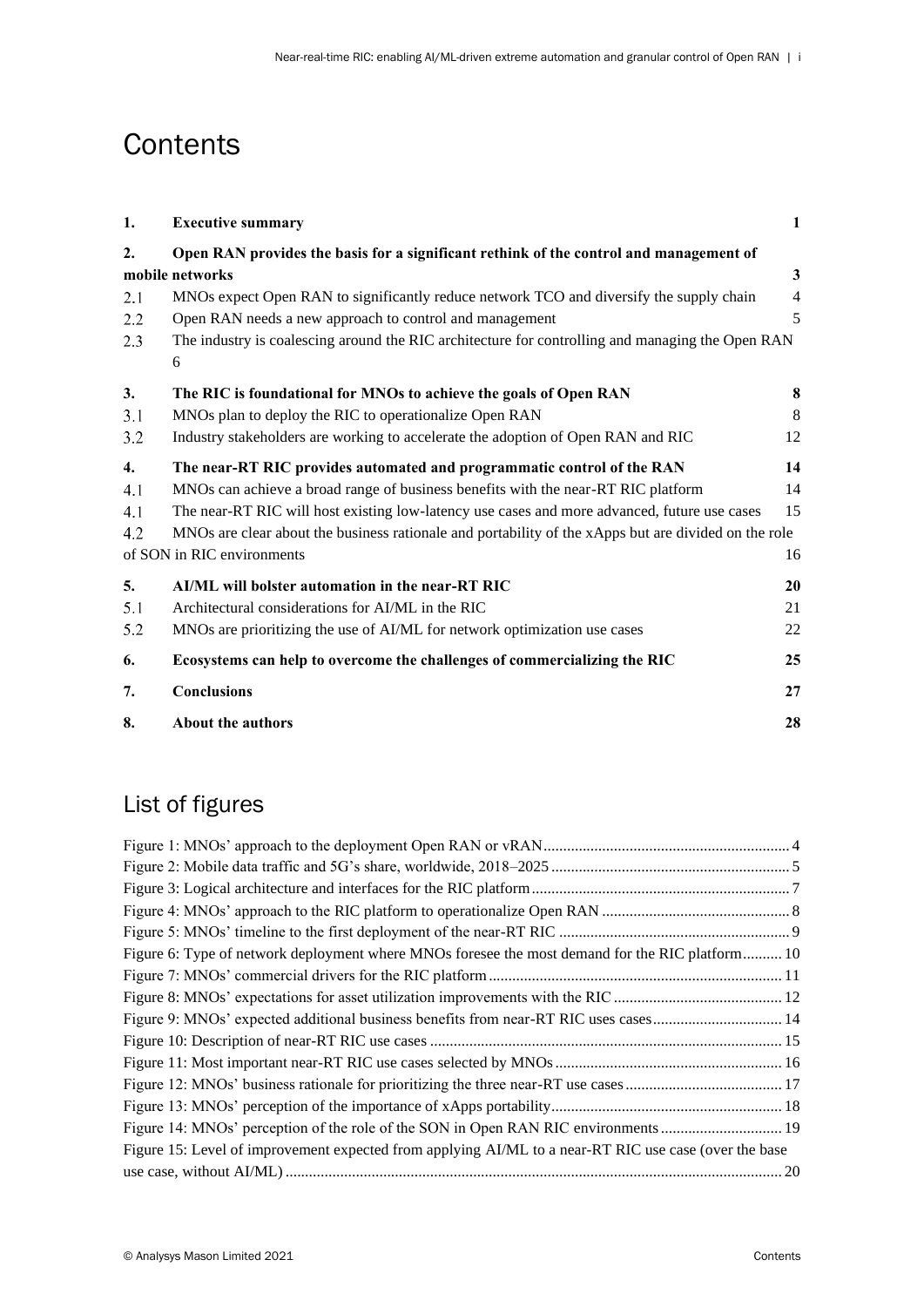# Contents

| | | |
|---|---|---|
| **1.** | **Executive summary** | **1** |
| **2.** | **Open RAN provides the basis for a significant rethink of the control and management of mobile networks** | **3** |
| 2.1 | MNOs expect Open RAN to significantly reduce network TCO and diversify the supply chain | 4 |
| 2.2 | Open RAN needs a new approach to control and management | 5 |
| 2.3 | The industry is coalescing around the RIC architecture for controlling and managing the Open RAN | 6 |
| **3.** | **The RIC is foundational for MNOs to achieve the goals of Open RAN** | **8** |
| 3.1 | MNOs plan to deploy the RIC to operationalize Open RAN | 8 |
| 3.2 | Industry stakeholders are working to accelerate the adoption of Open RAN and RIC | 12 |
| **4.** | **The near-RT RIC provides automated and programmatic control of the RAN** | **14** |
| 4.1 | MNOs can achieve a broad range of business benefits with the near-RT RIC platform | 14 |
| 4.1 | The near-RT RIC will host existing low-latency use cases and more advanced, future use cases | 15 |
| 4.2 | MNOs are clear about the business rationale and portability of the xApps but are divided on the role of SON in RIC environments | 16 |
| **5.** | **AI/ML will bolster automation in the near-RT RIC** | **20** |
| 5.1 | Architectural considerations for AI/ML in the RIC | 21 |
| 5.2 | MNOs are prioritizing the use of AI/ML for network optimization use cases | 22 |
| **6.** | **Ecosystems can help to overcome the challenges of commercializing the RIC** | **25** |
| **7.** | **Conclusions** | **27** |
| **8.** | **About the authors** | **28** |

## List of figures

Figure 1: MNOs' approach to the deployment Open RAN or vRAN .......... 4
Figure 2: Mobile data traffic and 5G's share, worldwide, 2018–2025 .......... 5
Figure 3: Logical architecture and interfaces for the RIC platform .......... 7
Figure 4: MNOs' approach to the RIC platform to operationalize Open RAN .......... 8
Figure 5: MNOs' timeline to the first deployment of the near-RT RIC .......... 9
Figure 6: Type of network deployment where MNOs foresee the most demand for the RIC platform .......... 10
Figure 7: MNOs' commercial drivers for the RIC platform .......... 11
Figure 8: MNOs' expectations for asset utilization improvements with the RIC .......... 12
Figure 9: MNOs' expected additional business benefits from near-RT RIC uses cases .......... 14
Figure 10: Description of near-RT RIC use cases .......... 15
Figure 11: Most important near-RT RIC use cases selected by MNOs .......... 16
Figure 12: MNOs' business rationale for prioritizing the three near-RT use cases .......... 17
Figure 13: MNOs' perception of the importance of xApps portability .......... 18
Figure 14: MNOs' perception of the role of the SON in Open RAN RIC environments .......... 19
Figure 15: Level of improvement expected from applying AI/ML to a near-RT RIC use case (over the base use case, without AI/ML) .......... 20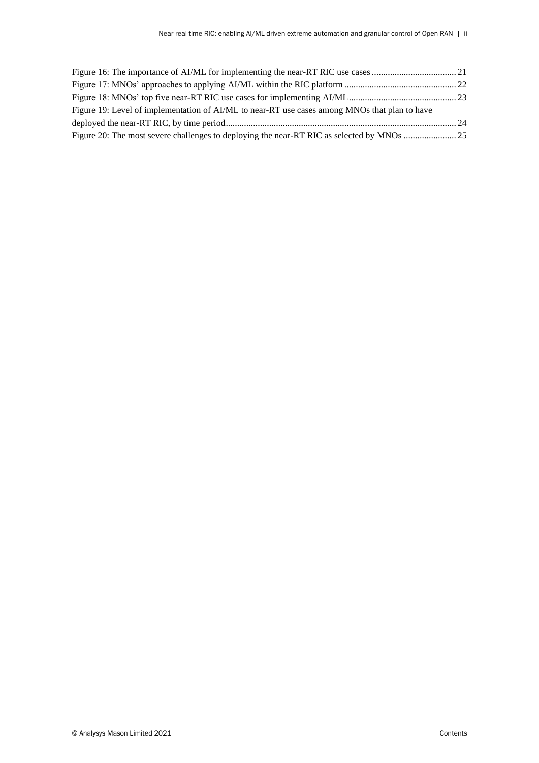Figure 16: The importance of AI/ML for implementing the near-RT RIC use cases ..................................... 21

Figure 17: MNOs' approaches to applying AI/ML within the RIC platform ................................................. 22

Figure 18: MNOs' top five near-RT RIC use cases for implementing AI/ML............................................... 23

Figure 19: Level of implementation of AI/ML to near-RT use cases among MNOs that plan to have deployed the near-RT RIC, by time period.................................................................................................... 24

Figure 20: The most severe challenges to deploying the near-RT RIC as selected by MNOs ....................... 25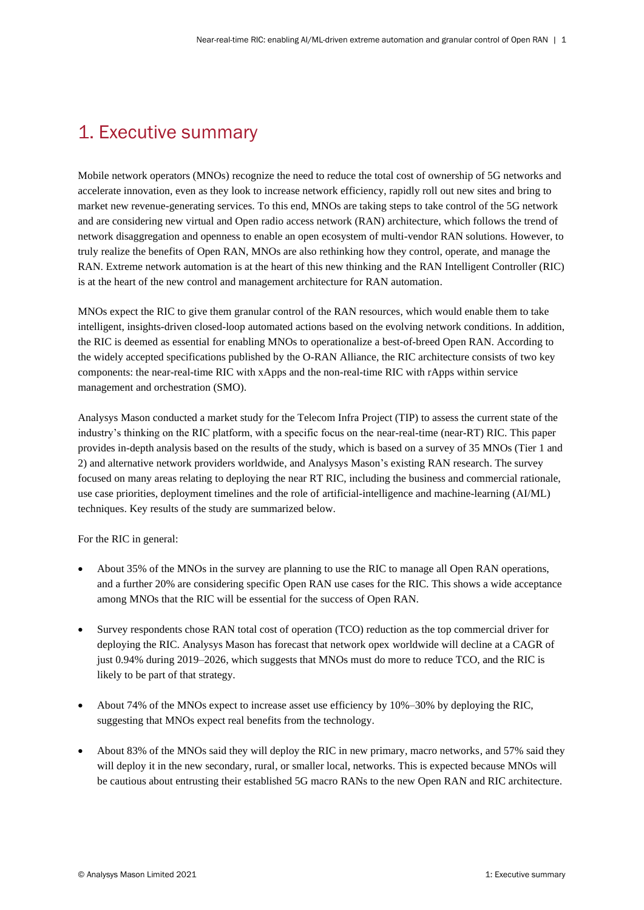# 1. Executive summary

Mobile network operators (MNOs) recognize the need to reduce the total cost of ownership of 5G networks and accelerate innovation, even as they look to increase network efficiency, rapidly roll out new sites and bring to market new revenue-generating services. To this end, MNOs are taking steps to take control of the 5G network and are considering new virtual and Open radio access network (RAN) architecture, which follows the trend of network disaggregation and openness to enable an open ecosystem of multi-vendor RAN solutions. However, to truly realize the benefits of Open RAN, MNOs are also rethinking how they control, operate, and manage the RAN. Extreme network automation is at the heart of this new thinking and the RAN Intelligent Controller (RIC) is at the heart of the new control and management architecture for RAN automation.

MNOs expect the RIC to give them granular control of the RAN resources, which would enable them to take intelligent, insights-driven closed-loop automated actions based on the evolving network conditions. In addition, the RIC is deemed as essential for enabling MNOs to operationalize a best-of-breed Open RAN. According to the widely accepted specifications published by the O-RAN Alliance, the RIC architecture consists of two key components: the near-real-time RIC with xApps and the non-real-time RIC with rApps within service management and orchestration (SMO).

Analysys Mason conducted a market study for the Telecom Infra Project (TIP) to assess the current state of the industry's thinking on the RIC platform, with a specific focus on the near-real-time (near-RT) RIC. This paper provides in-depth analysis based on the results of the study, which is based on a survey of 35 MNOs (Tier 1 and 2) and alternative network providers worldwide, and Analysys Mason's existing RAN research. The survey focused on many areas relating to deploying the near RT RIC, including the business and commercial rationale, use case priorities, deployment timelines and the role of artificial-intelligence and machine-learning (AI/ML) techniques. Key results of the study are summarized below.

For the RIC in general:

- About 35% of the MNOs in the survey are planning to use the RIC to manage all Open RAN operations, and a further 20% are considering specific Open RAN use cases for the RIC. This shows a wide acceptance among MNOs that the RIC will be essential for the success of Open RAN.
- Survey respondents chose RAN total cost of operation (TCO) reduction as the top commercial driver for deploying the RIC. Analysys Mason has forecast that network opex worldwide will decline at a CAGR of just 0.94% during 2019–2026, which suggests that MNOs must do more to reduce TCO, and the RIC is likely to be part of that strategy.
- About 74% of the MNOs expect to increase asset use efficiency by 10%–30% by deploying the RIC, suggesting that MNOs expect real benefits from the technology.
- About 83% of the MNOs said they will deploy the RIC in new primary, macro networks, and 57% said they will deploy it in the new secondary, rural, or smaller local, networks. This is expected because MNOs will be cautious about entrusting their established 5G macro RANs to the new Open RAN and RIC architecture.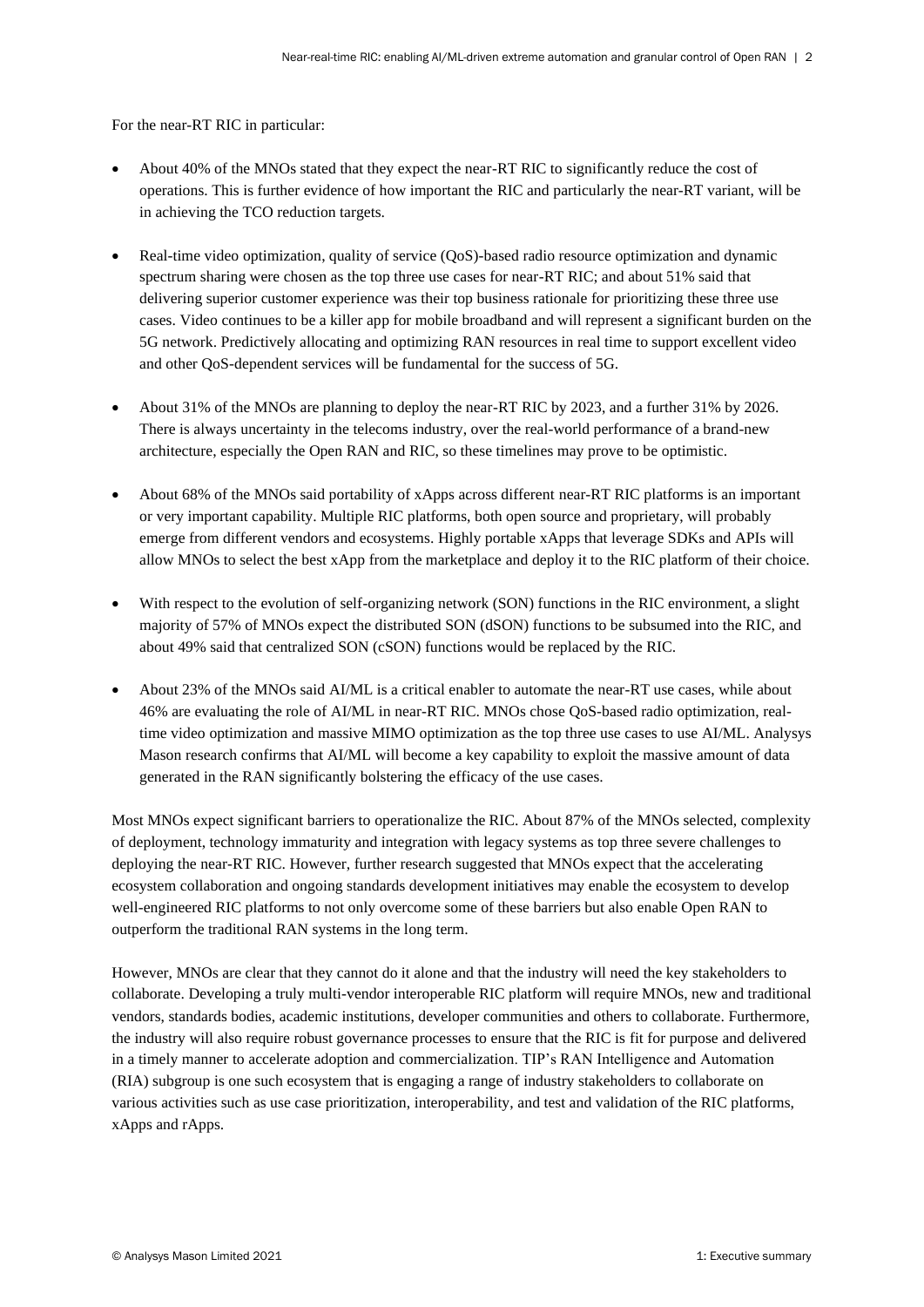For the near-RT RIC in particular:

- About 40% of the MNOs stated that they expect the near-RT RIC to significantly reduce the cost of operations. This is further evidence of how important the RIC and particularly the near-RT variant, will be in achieving the TCO reduction targets.
- Real-time video optimization, quality of service (QoS)-based radio resource optimization and dynamic spectrum sharing were chosen as the top three use cases for near-RT RIC; and about 51% said that delivering superior customer experience was their top business rationale for prioritizing these three use cases. Video continues to be a killer app for mobile broadband and will represent a significant burden on the 5G network. Predictively allocating and optimizing RAN resources in real time to support excellent video and other QoS-dependent services will be fundamental for the success of 5G.
- About 31% of the MNOs are planning to deploy the near-RT RIC by 2023, and a further 31% by 2026. There is always uncertainty in the telecoms industry, over the real-world performance of a brand-new architecture, especially the Open RAN and RIC, so these timelines may prove to be optimistic.
- About 68% of the MNOs said portability of xApps across different near-RT RIC platforms is an important or very important capability. Multiple RIC platforms, both open source and proprietary, will probably emerge from different vendors and ecosystems. Highly portable xApps that leverage SDKs and APIs will allow MNOs to select the best xApp from the marketplace and deploy it to the RIC platform of their choice.
- With respect to the evolution of self-organizing network (SON) functions in the RIC environment, a slight majority of 57% of MNOs expect the distributed SON (dSON) functions to be subsumed into the RIC, and about 49% said that centralized SON (cSON) functions would be replaced by the RIC.
- About 23% of the MNOs said AI/ML is a critical enabler to automate the near-RT use cases, while about 46% are evaluating the role of AI/ML in near-RT RIC. MNOs chose QoS-based radio optimization, real-time video optimization and massive MIMO optimization as the top three use cases to use AI/ML. Analysys Mason research confirms that AI/ML will become a key capability to exploit the massive amount of data generated in the RAN significantly bolstering the efficacy of the use cases.

Most MNOs expect significant barriers to operationalize the RIC. About 87% of the MNOs selected, complexity of deployment, technology immaturity and integration with legacy systems as top three severe challenges to deploying the near-RT RIC. However, further research suggested that MNOs expect that the accelerating ecosystem collaboration and ongoing standards development initiatives may enable the ecosystem to develop well-engineered RIC platforms to not only overcome some of these barriers but also enable Open RAN to outperform the traditional RAN systems in the long term.

However, MNOs are clear that they cannot do it alone and that the industry will need the key stakeholders to collaborate. Developing a truly multi-vendor interoperable RIC platform will require MNOs, new and traditional vendors, standards bodies, academic institutions, developer communities and others to collaborate. Furthermore, the industry will also require robust governance processes to ensure that the RIC is fit for purpose and delivered in a timely manner to accelerate adoption and commercialization. TIP's RAN Intelligence and Automation (RIA) subgroup is one such ecosystem that is engaging a range of industry stakeholders to collaborate on various activities such as use case prioritization, interoperability, and test and validation of the RIC platforms, xApps and rApps.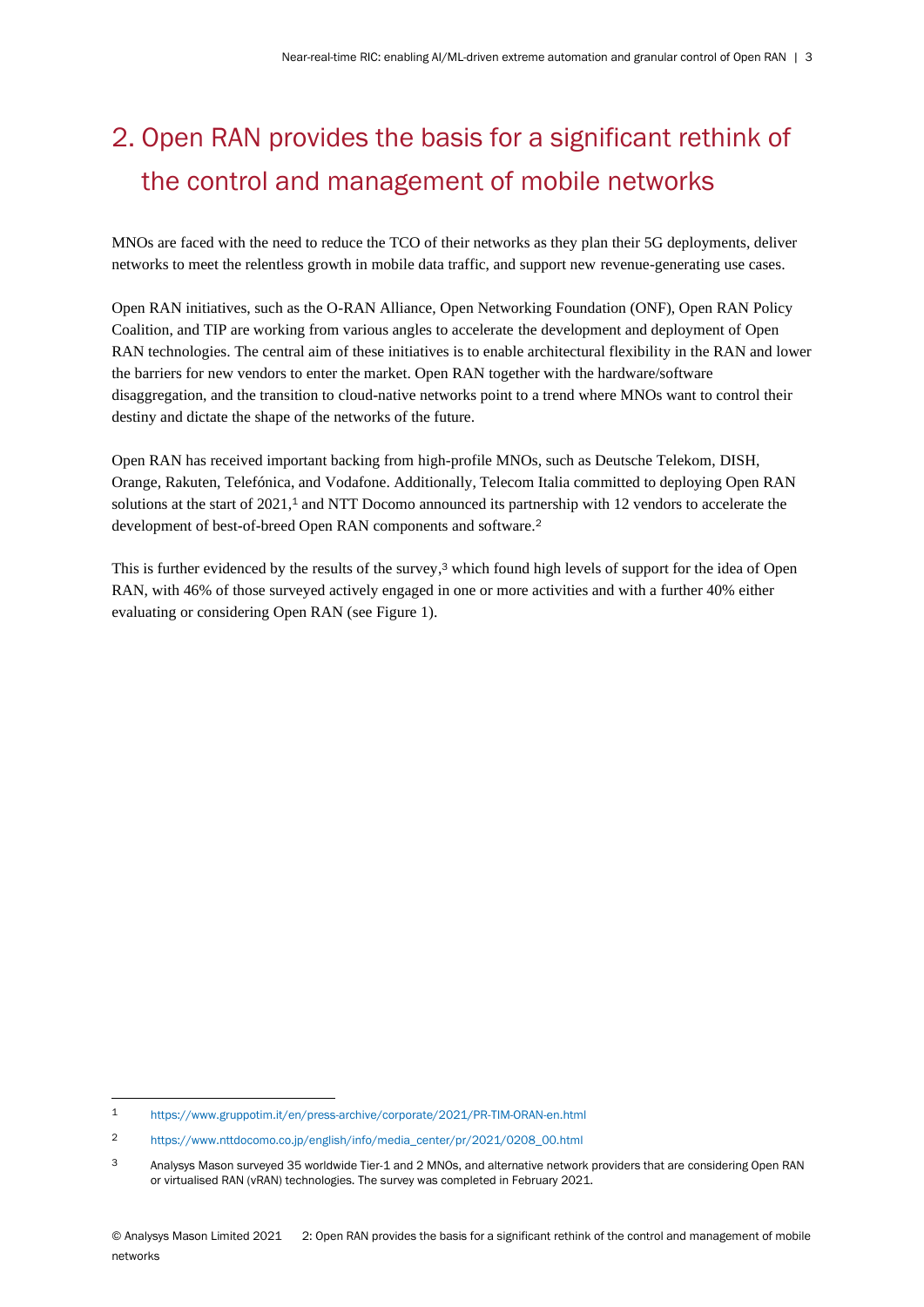# 2. Open RAN provides the basis for a significant rethink of the control and management of mobile networks

MNOs are faced with the need to reduce the TCO of their networks as they plan their 5G deployments, deliver networks to meet the relentless growth in mobile data traffic, and support new revenue-generating use cases.

Open RAN initiatives, such as the O-RAN Alliance, Open Networking Foundation (ONF), Open RAN Policy Coalition, and TIP are working from various angles to accelerate the development and deployment of Open RAN technologies. The central aim of these initiatives is to enable architectural flexibility in the RAN and lower the barriers for new vendors to enter the market. Open RAN together with the hardware/software disaggregation, and the transition to cloud-native networks point to a trend where MNOs want to control their destiny and dictate the shape of the networks of the future.

Open RAN has received important backing from high-profile MNOs, such as Deutsche Telekom, DISH, Orange, Rakuten, Telefónica, and Vodafone. Additionally, Telecom Italia committed to deploying Open RAN solutions at the start of 2021,[1] and NTT Docomo announced its partnership with 12 vendors to accelerate the development of best-of-breed Open RAN components and software.[2]

This is further evidenced by the results of the survey,[3] which found high levels of support for the idea of Open RAN, with 46% of those surveyed actively engaged in one or more activities and with a further 40% either evaluating or considering Open RAN (see Figure 1).

---

1 https://www.gruppotim.it/en/press-archive/corporate/2021/PR-TIM-ORAN-en.html

2 https://www.nttdocomo.co.jp/english/info/media_center/pr/2021/0208_00.html

3 Analysys Mason surveyed 35 worldwide Tier-1 and 2 MNOs, and alternative network providers that are considering Open RAN or virtualised RAN (vRAN) technologies. The survey was completed in February 2021.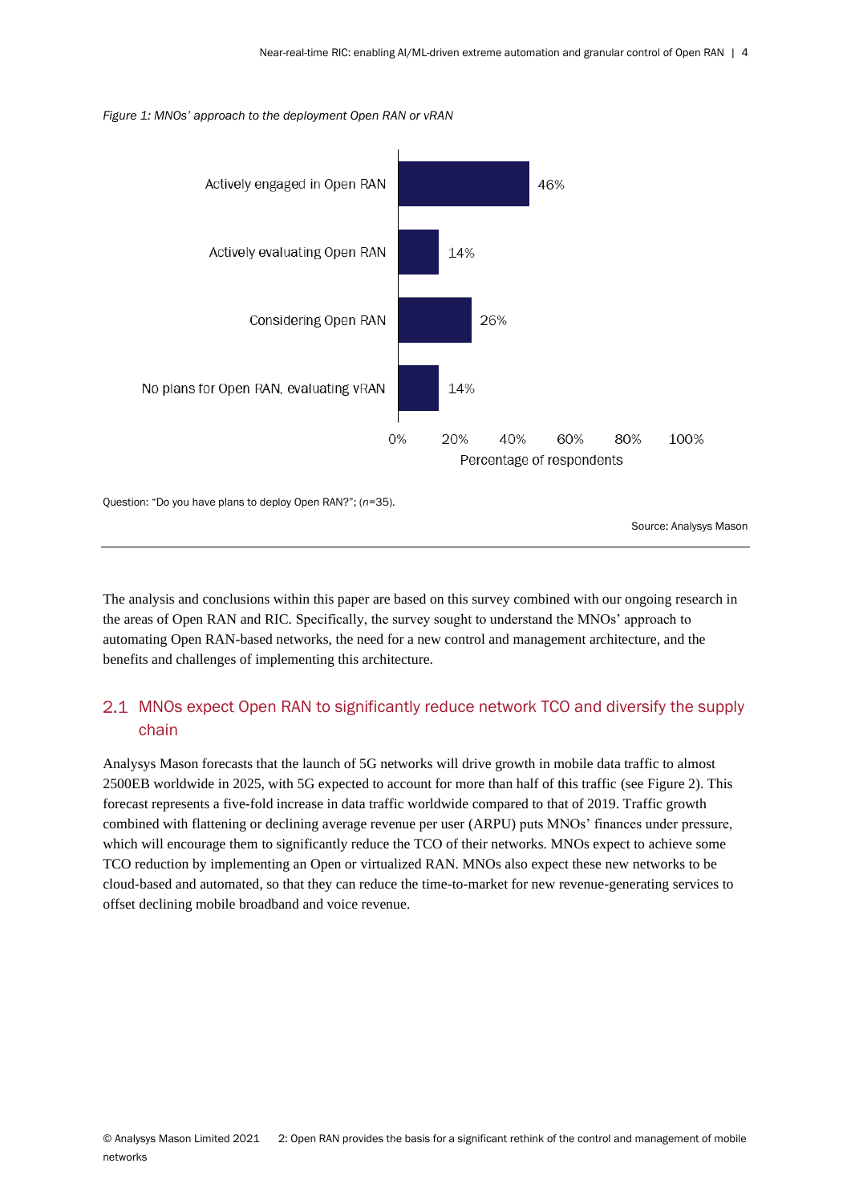*Figure 1: MNOs' approach to the deployment Open RAN or vRAN*

| Approach | Percentage of respondents |
|---|---|
| Actively engaged in Open RAN | 46% |
| Actively evaluating Open RAN | 14% |
| Considering Open RAN | 26% |
| No plans for Open RAN, evaluating vRAN | 14% |

Question: "Do you have plans to deploy Open RAN?"; (*n*=35).

Source: Analysys Mason

The analysis and conclusions within this paper are based on this survey combined with our ongoing research in the areas of Open RAN and RIC. Specifically, the survey sought to understand the MNOs' approach to automating Open RAN-based networks, the need for a new control and management architecture, and the benefits and challenges of implementing this architecture.

## 2.1 MNOs expect Open RAN to significantly reduce network TCO and diversify the supply chain

Analysys Mason forecasts that the launch of 5G networks will drive growth in mobile data traffic to almost 2500EB worldwide in 2025, with 5G expected to account for more than half of this traffic (see Figure 2). This forecast represents a five-fold increase in data traffic worldwide compared to that of 2019. Traffic growth combined with flattening or declining average revenue per user (ARPU) puts MNOs' finances under pressure, which will encourage them to significantly reduce the TCO of their networks. MNOs expect to achieve some TCO reduction by implementing an Open or virtualized RAN. MNOs also expect these new networks to be cloud-based and automated, so that they can reduce the time-to-market for new revenue-generating services to offset declining mobile broadband and voice revenue.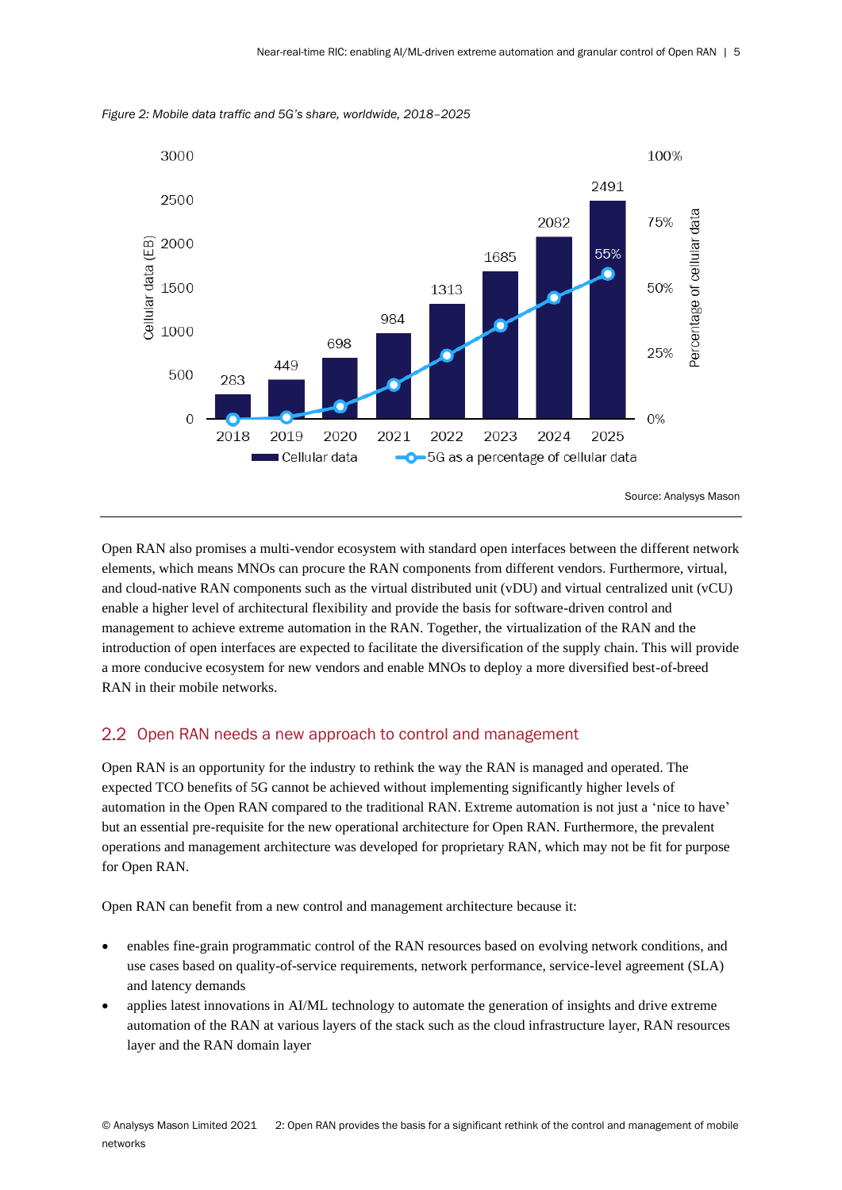*Figure 2: Mobile data traffic and 5G's share, worldwide, 2018–2025*

Source: Analysys Mason

Open RAN also promises a multi-vendor ecosystem with standard open interfaces between the different network elements, which means MNOs can procure the RAN components from different vendors. Furthermore, virtual, and cloud-native RAN components such as the virtual distributed unit (vDU) and virtual centralized unit (vCU) enable a higher level of architectural flexibility and provide the basis for software-driven control and management to achieve extreme automation in the RAN. Together, the virtualization of the RAN and the introduction of open interfaces are expected to facilitate the diversification of the supply chain. This will provide a more conducive ecosystem for new vendors and enable MNOs to deploy a more diversified best-of-breed RAN in their mobile networks.

## 2.2 Open RAN needs a new approach to control and management

Open RAN is an opportunity for the industry to rethink the way the RAN is managed and operated. The expected TCO benefits of 5G cannot be achieved without implementing significantly higher levels of automation in the Open RAN compared to the traditional RAN. Extreme automation is not just a 'nice to have' but an essential pre-requisite for the new operational architecture for Open RAN. Furthermore, the prevalent operations and management architecture was developed for proprietary RAN, which may not be fit for purpose for Open RAN.

Open RAN can benefit from a new control and management architecture because it:

- enables fine-grain programmatic control of the RAN resources based on evolving network conditions, and use cases based on quality-of-service requirements, network performance, service-level agreement (SLA) and latency demands
- applies latest innovations in AI/ML technology to automate the generation of insights and drive extreme automation of the RAN at various layers of the stack such as the cloud infrastructure layer, RAN resources layer and the RAN domain layer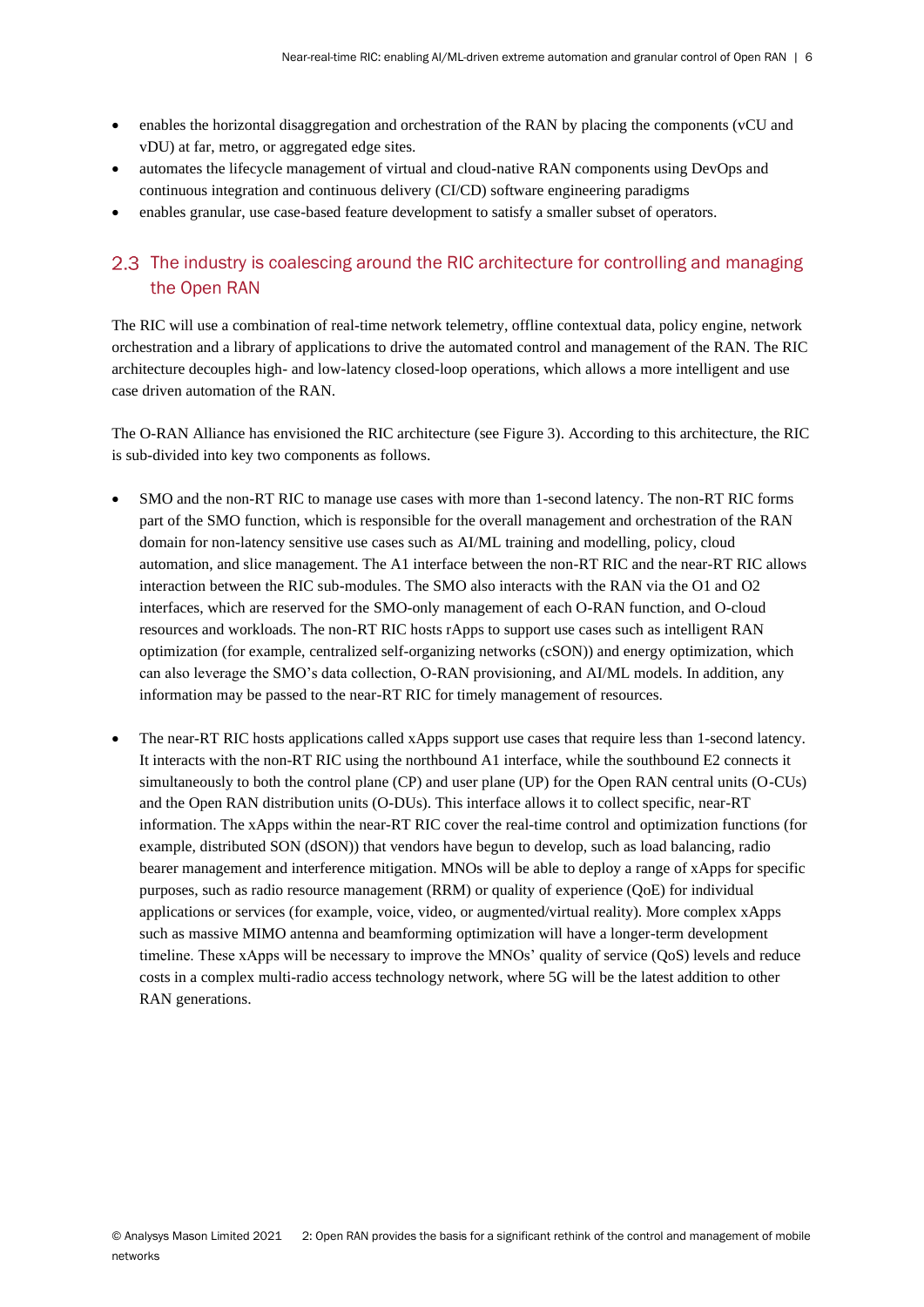- enables the horizontal disaggregation and orchestration of the RAN by placing the components (vCU and vDU) at far, metro, or aggregated edge sites.
- automates the lifecycle management of virtual and cloud-native RAN components using DevOps and continuous integration and continuous delivery (CI/CD) software engineering paradigms
- enables granular, use case-based feature development to satisfy a smaller subset of operators.

## 2.3 The industry is coalescing around the RIC architecture for controlling and managing the Open RAN

The RIC will use a combination of real-time network telemetry, offline contextual data, policy engine, network orchestration and a library of applications to drive the automated control and management of the RAN. The RIC architecture decouples high- and low-latency closed-loop operations, which allows a more intelligent and use case driven automation of the RAN.

The O-RAN Alliance has envisioned the RIC architecture (see Figure 3). According to this architecture, the RIC is sub-divided into key two components as follows.

- SMO and the non-RT RIC to manage use cases with more than 1-second latency. The non-RT RIC forms part of the SMO function, which is responsible for the overall management and orchestration of the RAN domain for non-latency sensitive use cases such as AI/ML training and modelling, policy, cloud automation, and slice management. The A1 interface between the non-RT RIC and the near-RT RIC allows interaction between the RIC sub-modules. The SMO also interacts with the RAN via the O1 and O2 interfaces, which are reserved for the SMO-only management of each O-RAN function, and O-cloud resources and workloads. The non-RT RIC hosts rApps to support use cases such as intelligent RAN optimization (for example, centralized self-organizing networks (cSON)) and energy optimization, which can also leverage the SMO's data collection, O-RAN provisioning, and AI/ML models. In addition, any information may be passed to the near-RT RIC for timely management of resources.

- The near-RT RIC hosts applications called xApps support use cases that require less than 1-second latency. It interacts with the non-RT RIC using the northbound A1 interface, while the southbound E2 connects it simultaneously to both the control plane (CP) and user plane (UP) for the Open RAN central units (O-CUs) and the Open RAN distribution units (O-DUs). This interface allows it to collect specific, near-RT information. The xApps within the near-RT RIC cover the real-time control and optimization functions (for example, distributed SON (dSON)) that vendors have begun to develop, such as load balancing, radio bearer management and interference mitigation. MNOs will be able to deploy a range of xApps for specific purposes, such as radio resource management (RRM) or quality of experience (QoE) for individual applications or services (for example, voice, video, or augmented/virtual reality). More complex xApps such as massive MIMO antenna and beamforming optimization will have a longer-term development timeline. These xApps will be necessary to improve the MNOs' quality of service (QoS) levels and reduce costs in a complex multi-radio access technology network, where 5G will be the latest addition to other RAN generations.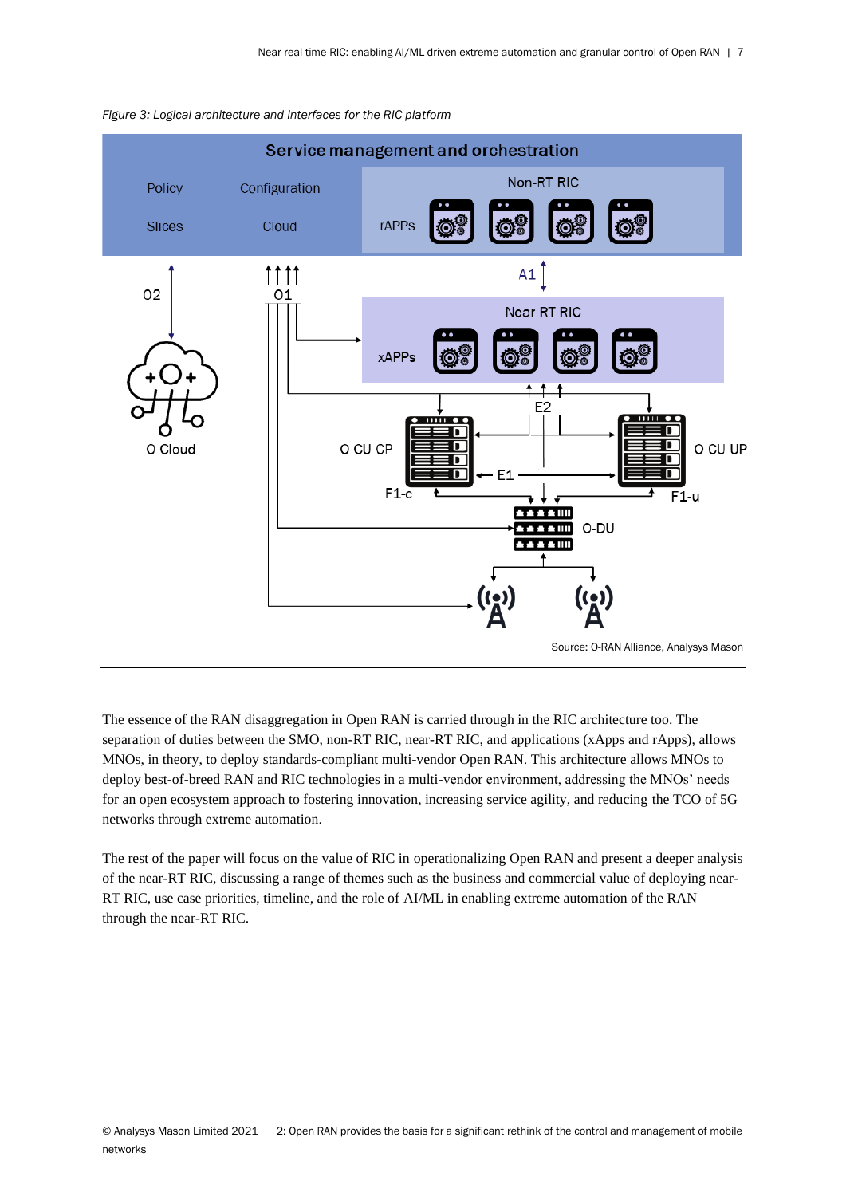*Figure 3: Logical architecture and interfaces for the RIC platform*

Source: O-RAN Alliance, Analysys Mason

The essence of the RAN disaggregation in Open RAN is carried through in the RIC architecture too. The separation of duties between the SMO, non-RT RIC, near-RT RIC, and applications (xApps and rApps), allows MNOs, in theory, to deploy standards-compliant multi-vendor Open RAN. This architecture allows MNOs to deploy best-of-breed RAN and RIC technologies in a multi-vendor environment, addressing the MNOs' needs for an open ecosystem approach to fostering innovation, increasing service agility, and reducing the TCO of 5G networks through extreme automation.

The rest of the paper will focus on the value of RIC in operationalizing Open RAN and present a deeper analysis of the near-RT RIC, discussing a range of themes such as the business and commercial value of deploying near-RT RIC, use case priorities, timeline, and the role of AI/ML in enabling extreme automation of the RAN through the near-RT RIC.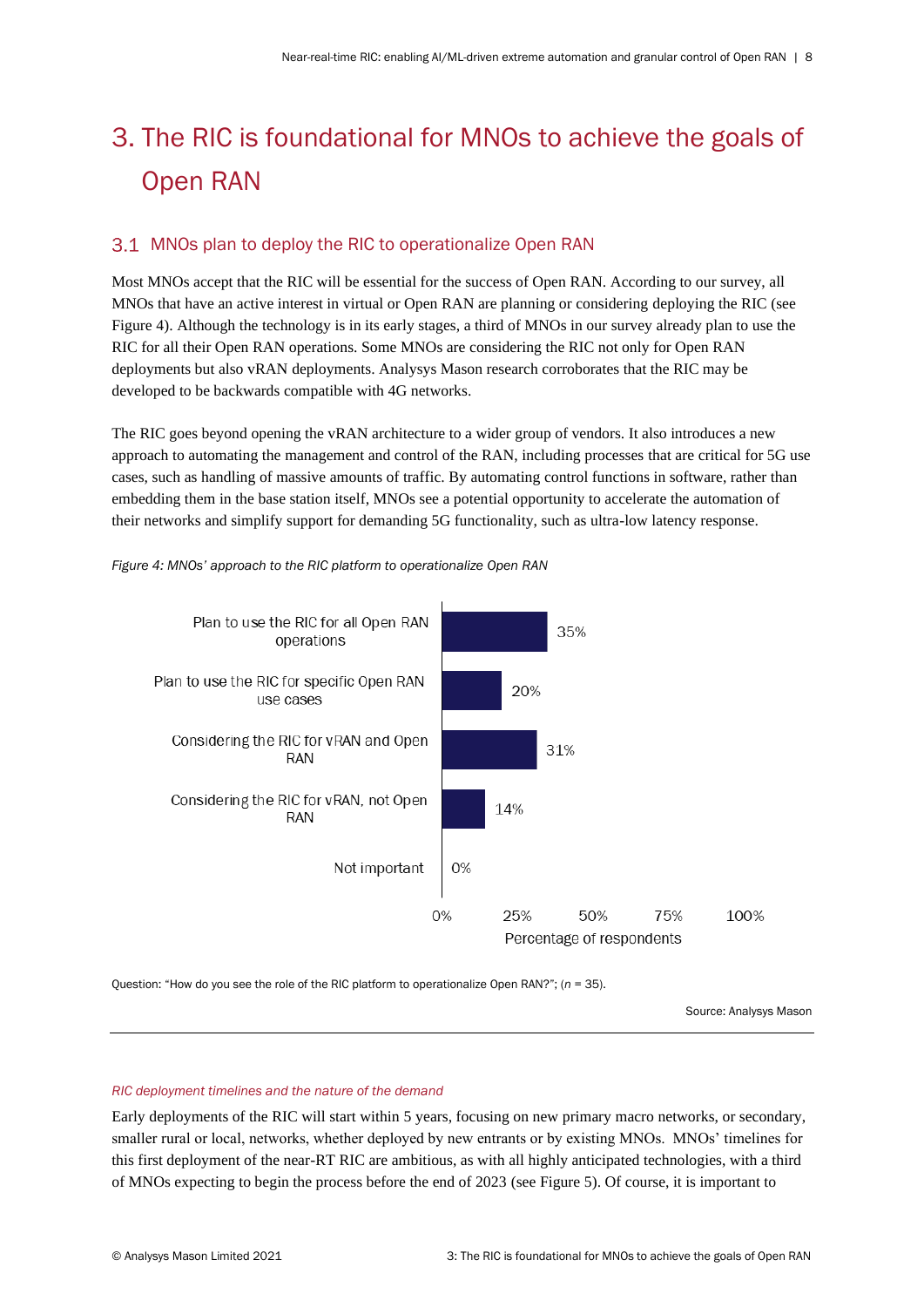# 3. The RIC is foundational for MNOs to achieve the goals of Open RAN

## 3.1 MNOs plan to deploy the RIC to operationalize Open RAN

Most MNOs accept that the RIC will be essential for the success of Open RAN. According to our survey, all MNOs that have an active interest in virtual or Open RAN are planning or considering deploying the RIC (see Figure 4). Although the technology is in its early stages, a third of MNOs in our survey already plan to use the RIC for all their Open RAN operations. Some MNOs are considering the RIC not only for Open RAN deployments but also vRAN deployments. Analysys Mason research corroborates that the RIC may be developed to be backwards compatible with 4G networks.

The RIC goes beyond opening the vRAN architecture to a wider group of vendors. It also introduces a new approach to automating the management and control of the RAN, including processes that are critical for 5G use cases, such as handling of massive amounts of traffic. By automating control functions in software, rather than embedding them in the base station itself, MNOs see a potential opportunity to accelerate the automation of their networks and simplify support for demanding 5G functionality, such as ultra-low latency response.

*Figure 4: MNOs' approach to the RIC platform to operationalize Open RAN*

| Response | Percentage of respondents |
|---|---|
| Plan to use the RIC for all Open RAN operations | 35% |
| Plan to use the RIC for specific Open RAN use cases | 20% |
| Considering the RIC for vRAN and Open RAN | 31% |
| Considering the RIC for vRAN, not Open RAN | 14% |
| Not important | 0% |

Question: "How do you see the role of the RIC platform to operationalize Open RAN?"; ($n$ = 35).

Source: Analysys Mason

*RIC deployment timelines and the nature of the demand*

Early deployments of the RIC will start within 5 years, focusing on new primary macro networks, or secondary, smaller rural or local, networks, whether deployed by new entrants or by existing MNOs. MNOs' timelines for this first deployment of the near-RT RIC are ambitious, as with all highly anticipated technologies, with a third of MNOs expecting to begin the process before the end of 2023 (see Figure 5). Of course, it is important to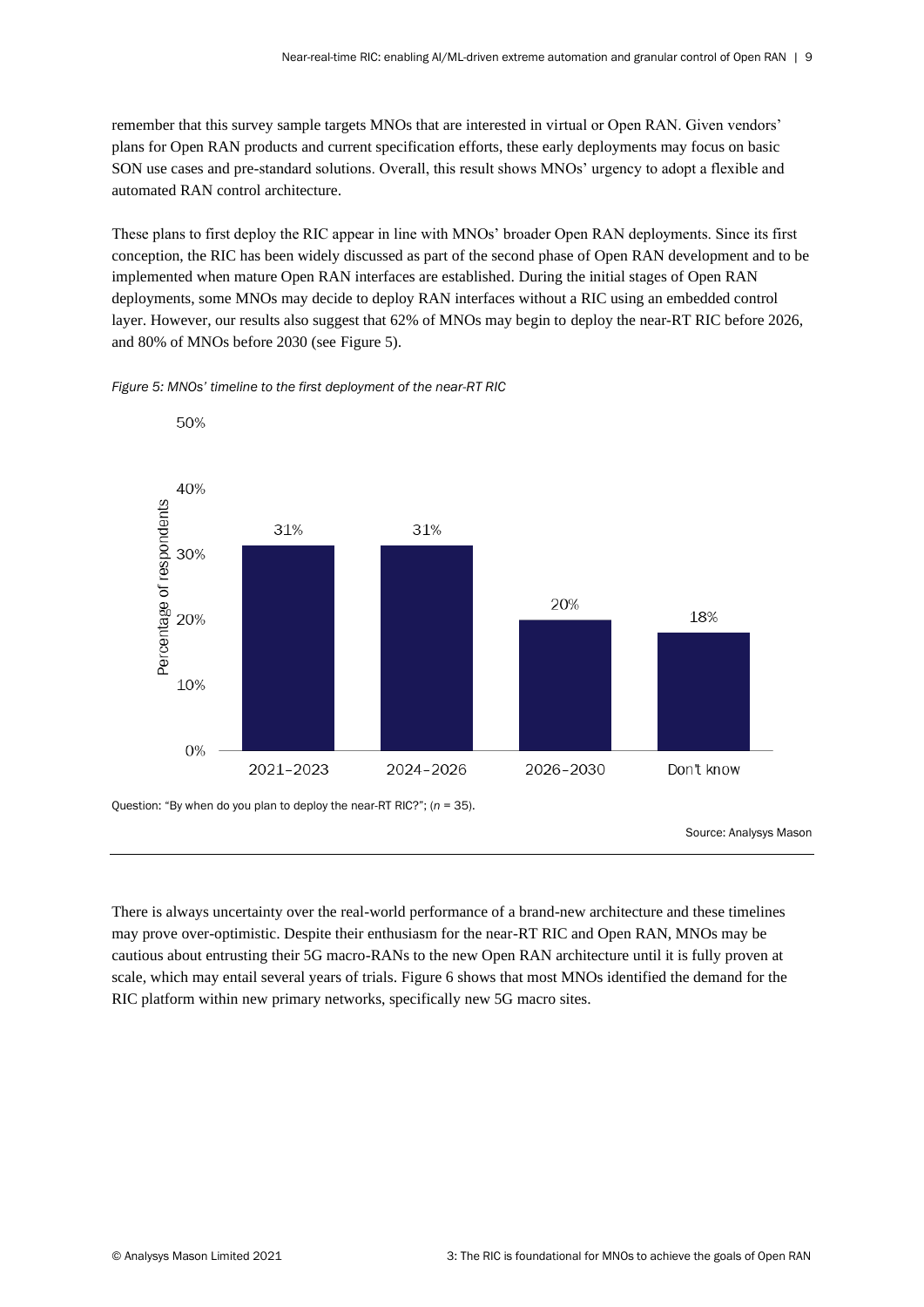remember that this survey sample targets MNOs that are interested in virtual or Open RAN. Given vendors' plans for Open RAN products and current specification efforts, these early deployments may focus on basic SON use cases and pre-standard solutions. Overall, this result shows MNOs' urgency to adopt a flexible and automated RAN control architecture.

These plans to first deploy the RIC appear in line with MNOs' broader Open RAN deployments. Since its first conception, the RIC has been widely discussed as part of the second phase of Open RAN development and to be implemented when mature Open RAN interfaces are established. During the initial stages of Open RAN deployments, some MNOs may decide to deploy RAN interfaces without a RIC using an embedded control layer. However, our results also suggest that 62% of MNOs may begin to deploy the near-RT RIC before 2026, and 80% of MNOs before 2030 (see Figure 5).

*Figure 5: MNOs' timeline to the first deployment of the near-RT RIC*

| Timeline | Percentage of respondents |
|---|---|
| 2021–2023 | 31% |
| 2024–2026 | 31% |
| 2026–2030 | 20% |
| Don't know | 18% |

Question: "By when do you plan to deploy the near-RT RIC?"; (*n* = 35).

Source: Analysys Mason

There is always uncertainty over the real-world performance of a brand-new architecture and these timelines may prove over-optimistic. Despite their enthusiasm for the near-RT RIC and Open RAN, MNOs may be cautious about entrusting their 5G macro-RANs to the new Open RAN architecture until it is fully proven at scale, which may entail several years of trials. Figure 6 shows that most MNOs identified the demand for the RIC platform within new primary networks, specifically new 5G macro sites.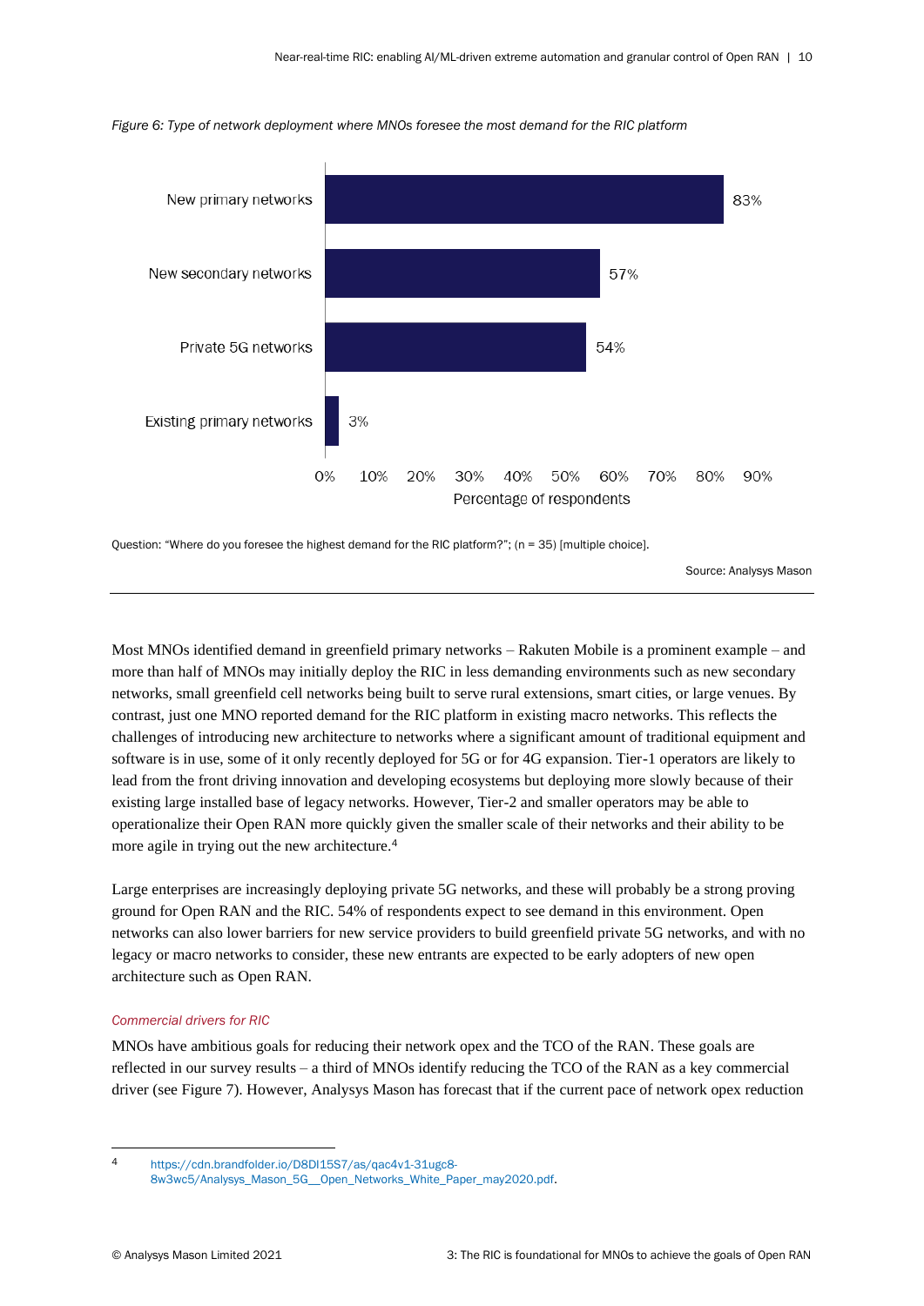*Figure 6: Type of network deployment where MNOs foresee the most demand for the RIC platform*

| Type of network deployment | Percentage of respondents |
| --- | --- |
| New primary networks | 83% |
| New secondary networks | 57% |
| Private 5G networks | 54% |
| Existing primary networks | 3% |

Question: "Where do you foresee the highest demand for the RIC platform?"; (n = 35) [multiple choice].

Source: Analysys Mason

Most MNOs identified demand in greenfield primary networks – Rakuten Mobile is a prominent example – and more than half of MNOs may initially deploy the RIC in less demanding environments such as new secondary networks, small greenfield cell networks being built to serve rural extensions, smart cities, or large venues. By contrast, just one MNO reported demand for the RIC platform in existing macro networks. This reflects the challenges of introducing new architecture to networks where a significant amount of traditional equipment and software is in use, some of it only recently deployed for 5G or for 4G expansion. Tier-1 operators are likely to lead from the front driving innovation and developing ecosystems but deploying more slowly because of their existing large installed base of legacy networks. However, Tier-2 and smaller operators may be able to operationalize their Open RAN more quickly given the smaller scale of their networks and their ability to be more agile in trying out the new architecture.[4]

Large enterprises are increasingly deploying private 5G networks, and these will probably be a strong proving ground for Open RAN and the RIC. 54% of respondents expect to see demand in this environment. Open networks can also lower barriers for new service providers to build greenfield private 5G networks, and with no legacy or macro networks to consider, these new entrants are expected to be early adopters of new open architecture such as Open RAN.

*Commercial drivers for RIC*

MNOs have ambitious goals for reducing their network opex and the TCO of the RAN. These goals are reflected in our survey results – a third of MNOs identify reducing the TCO of the RAN as a key commercial driver (see Figure 7). However, Analysys Mason has forecast that if the current pace of network opex reduction

[4] https://cdn.brandfolder.io/D8DI15S7/as/qac4v1-31ugc8-8w3wc5/Analysys_Mason_5G__Open_Networks_White_Paper_may2020.pdf.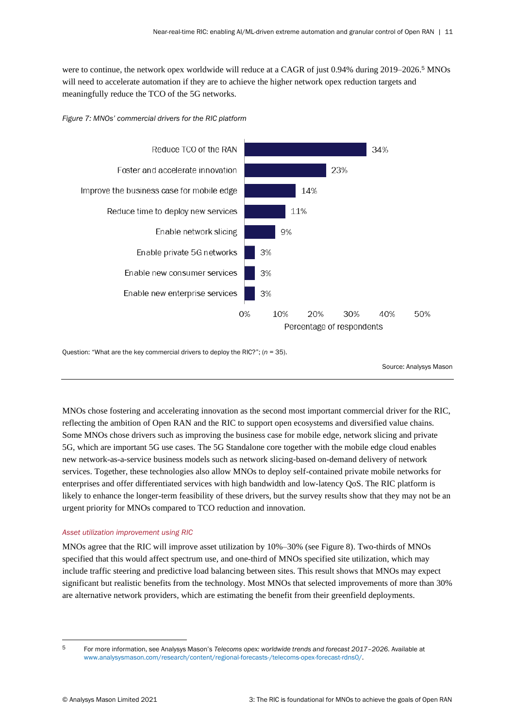were to continue, the network opex worldwide will reduce at a CAGR of just 0.94% during 2019–2026.[5] MNOs will need to accelerate automation if they are to achieve the higher network opex reduction targets and meaningfully reduce the TCO of the 5G networks.

*Figure 7: MNOs' commercial drivers for the RIC platform*

| Driver | Percentage of respondents |
|---|---|
| Reduce TCO of the RAN | 34% |
| Foster and accelerate innovation | 23% |
| Improve the business case for mobile edge | 14% |
| Reduce time to deploy new services | 11% |
| Enable network slicing | 9% |
| Enable private 5G networks | 3% |
| Enable new consumer services | 3% |
| Enable new enterprise services | 3% |

Question: "What are the key commercial drivers to deploy the RIC?"; ($n$ = 35).

Source: Analysys Mason

MNOs chose fostering and accelerating innovation as the second most important commercial driver for the RIC, reflecting the ambition of Open RAN and the RIC to support open ecosystems and diversified value chains. Some MNOs chose drivers such as improving the business case for mobile edge, network slicing and private 5G, which are important 5G use cases. The 5G Standalone core together with the mobile edge cloud enables new network-as-a-service business models such as network slicing-based on-demand delivery of network services. Together, these technologies also allow MNOs to deploy self-contained private mobile networks for enterprises and offer differentiated services with high bandwidth and low-latency QoS. The RIC platform is likely to enhance the longer-term feasibility of these drivers, but the survey results show that they may not be an urgent priority for MNOs compared to TCO reduction and innovation.

#### *Asset utilization improvement using RIC*

MNOs agree that the RIC will improve asset utilization by 10%–30% (see Figure 8). Two-thirds of MNOs specified that this would affect spectrum use, and one-third of MNOs specified site utilization, which may include traffic steering and predictive load balancing between sites. This result shows that MNOs may expect significant but realistic benefits from the technology. Most MNOs that selected improvements of more than 30% are alternative network providers, which are estimating the benefit from their greenfield deployments.

---

[5] For more information, see Analysys Mason's *Telecoms opex: worldwide trends and forecast 2017–2026*. Available at www.analysysmason.com/research/content/regional-forecasts-/telecoms-opex-forecast-rdns0/.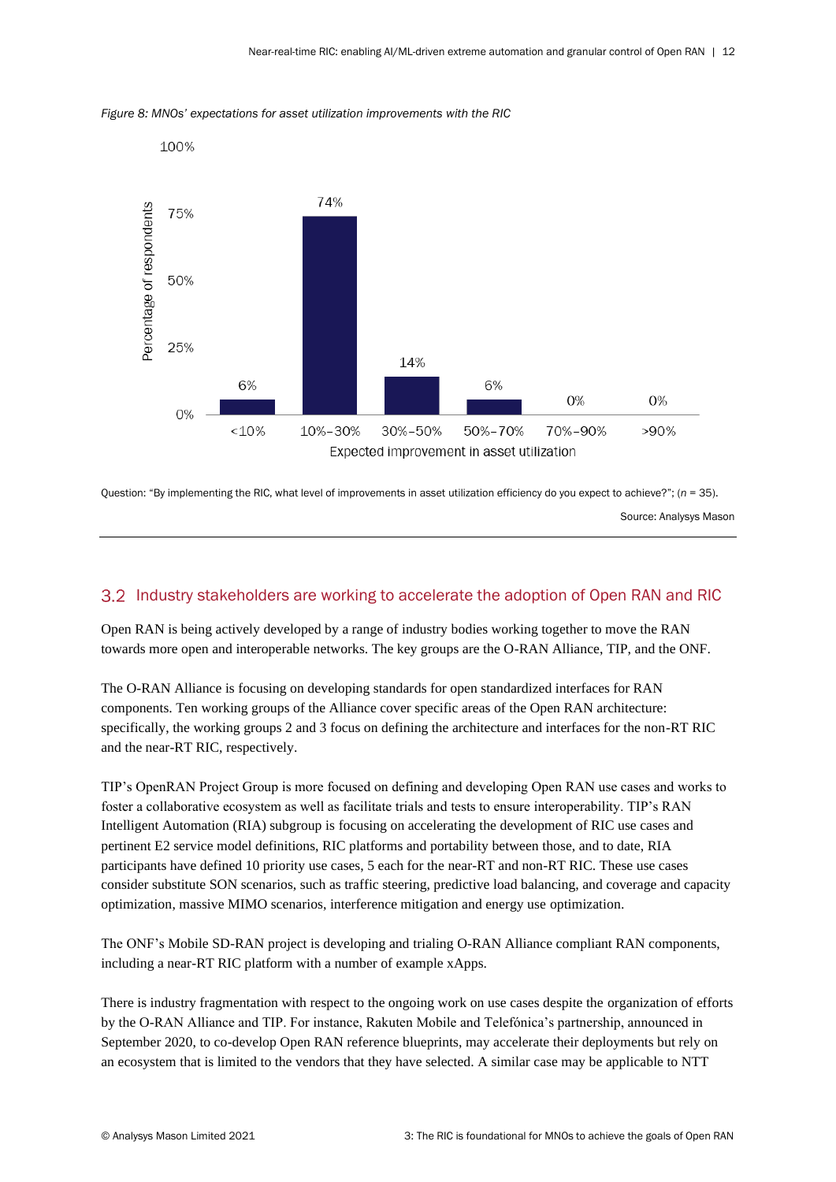*Figure 8: MNOs' expectations for asset utilization improvements with the RIC*

| Expected improvement in asset utilization | Percentage of respondents |
|---|---|
| <10% | 6% |
| 10%–30% | 74% |
| 30%–50% | 14% |
| 50%–70% | 6% |
| 70%–90% | 0% |
| >90% | 0% |

Question: "By implementing the RIC, what level of improvements in asset utilization efficiency do you expect to achieve?"; ($n$ = 35).

Source: Analysys Mason

## 3.2 Industry stakeholders are working to accelerate the adoption of Open RAN and RIC

Open RAN is being actively developed by a range of industry bodies working together to move the RAN towards more open and interoperable networks. The key groups are the O-RAN Alliance, TIP, and the ONF.

The O-RAN Alliance is focusing on developing standards for open standardized interfaces for RAN components. Ten working groups of the Alliance cover specific areas of the Open RAN architecture: specifically, the working groups 2 and 3 focus on defining the architecture and interfaces for the non-RT RIC and the near-RT RIC, respectively.

TIP's OpenRAN Project Group is more focused on defining and developing Open RAN use cases and works to foster a collaborative ecosystem as well as facilitate trials and tests to ensure interoperability. TIP's RAN Intelligent Automation (RIA) subgroup is focusing on accelerating the development of RIC use cases and pertinent E2 service model definitions, RIC platforms and portability between those, and to date, RIA participants have defined 10 priority use cases, 5 each for the near-RT and non-RT RIC. These use cases consider substitute SON scenarios, such as traffic steering, predictive load balancing, and coverage and capacity optimization, massive MIMO scenarios, interference mitigation and energy use optimization.

The ONF's Mobile SD-RAN project is developing and trialing O-RAN Alliance compliant RAN components, including a near-RT RIC platform with a number of example xApps.

There is industry fragmentation with respect to the ongoing work on use cases despite the organization of efforts by the O-RAN Alliance and TIP. For instance, Rakuten Mobile and Telefónica's partnership, announced in September 2020, to co-develop Open RAN reference blueprints, may accelerate their deployments but rely on an ecosystem that is limited to the vendors that they have selected. A similar case may be applicable to NTT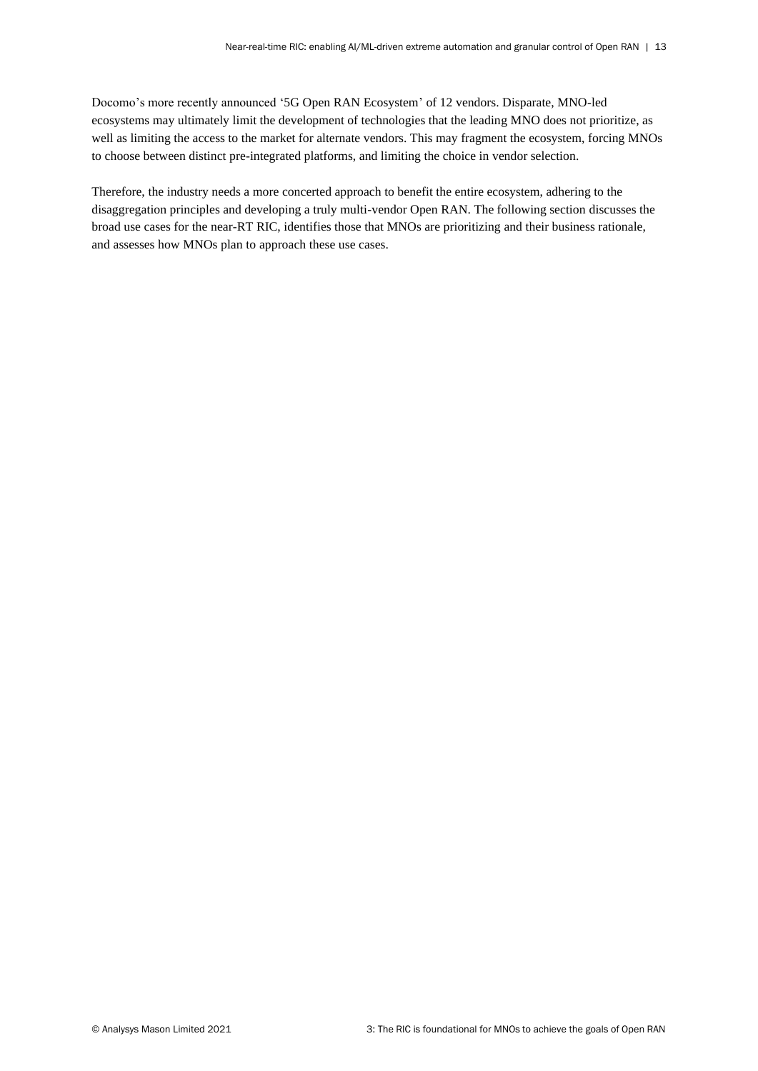Docomo's more recently announced '5G Open RAN Ecosystem' of 12 vendors. Disparate, MNO-led ecosystems may ultimately limit the development of technologies that the leading MNO does not prioritize, as well as limiting the access to the market for alternate vendors. This may fragment the ecosystem, forcing MNOs to choose between distinct pre-integrated platforms, and limiting the choice in vendor selection.

Therefore, the industry needs a more concerted approach to benefit the entire ecosystem, adhering to the disaggregation principles and developing a truly multi-vendor Open RAN. The following section discusses the broad use cases for the near-RT RIC, identifies those that MNOs are prioritizing and their business rationale, and assesses how MNOs plan to approach these use cases.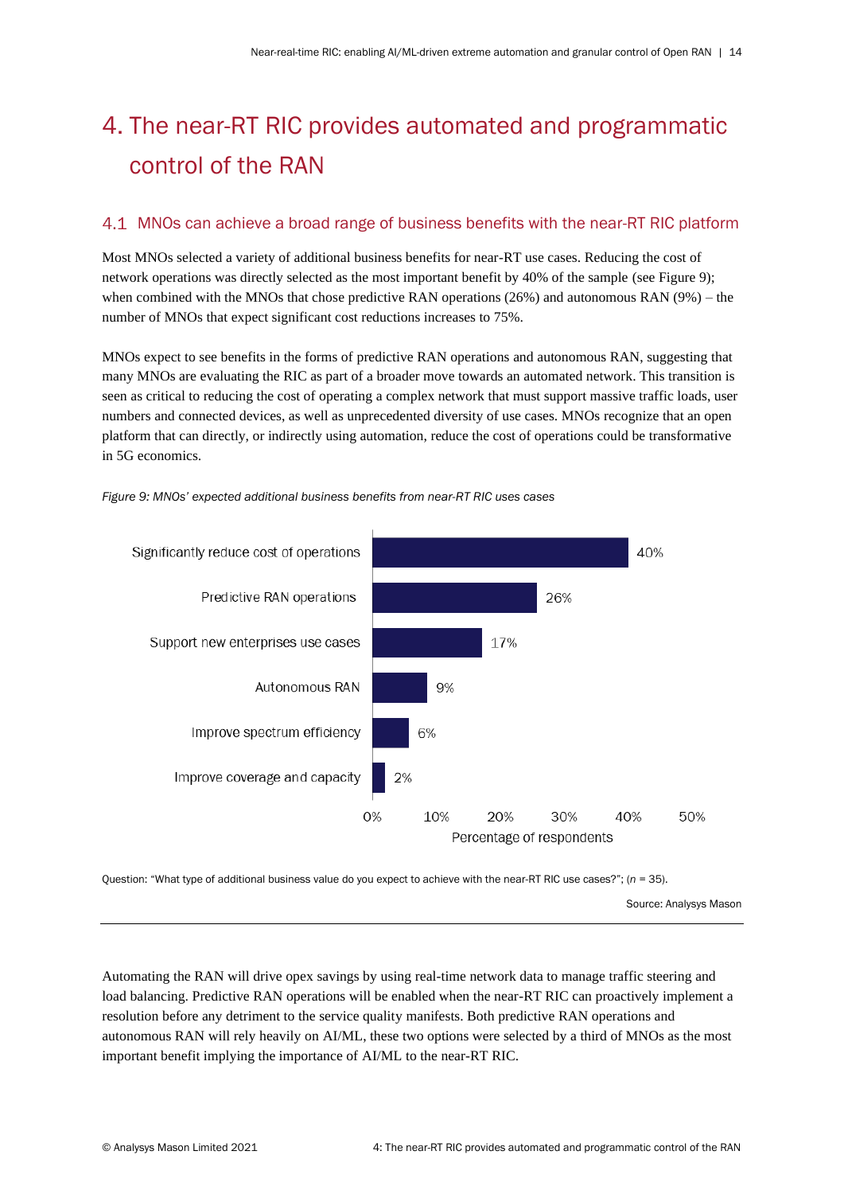# 4. The near-RT RIC provides automated and programmatic control of the RAN

## 4.1 MNOs can achieve a broad range of business benefits with the near-RT RIC platform

Most MNOs selected a variety of additional business benefits for near-RT use cases. Reducing the cost of network operations was directly selected as the most important benefit by 40% of the sample (see Figure 9); when combined with the MNOs that chose predictive RAN operations (26%) and autonomous RAN (9%) – the number of MNOs that expect significant cost reductions increases to 75%.

MNOs expect to see benefits in the forms of predictive RAN operations and autonomous RAN, suggesting that many MNOs are evaluating the RIC as part of a broader move towards an automated network. This transition is seen as critical to reducing the cost of operating a complex network that must support massive traffic loads, user numbers and connected devices, as well as unprecedented diversity of use cases. MNOs recognize that an open platform that can directly, or indirectly using automation, reduce the cost of operations could be transformative in 5G economics.

*Figure 9: MNOs' expected additional business benefits from near-RT RIC uses cases*

| Benefit | Percentage of respondents |
|---|---|
| Significantly reduce cost of operations | 40% |
| Predictive RAN operations | 26% |
| Support new enterprises use cases | 17% |
| Autonomous RAN | 9% |
| Improve spectrum efficiency | 6% |
| Improve coverage and capacity | 2% |

Question: "What type of additional business value do you expect to achieve with the near-RT RIC use cases?"; (*n* = 35).

Source: Analysys Mason

Automating the RAN will drive opex savings by using real-time network data to manage traffic steering and load balancing. Predictive RAN operations will be enabled when the near-RT RIC can proactively implement a resolution before any detriment to the service quality manifests. Both predictive RAN operations and autonomous RAN will rely heavily on AI/ML, these two options were selected by a third of MNOs as the most important benefit implying the importance of AI/ML to the near-RT RIC.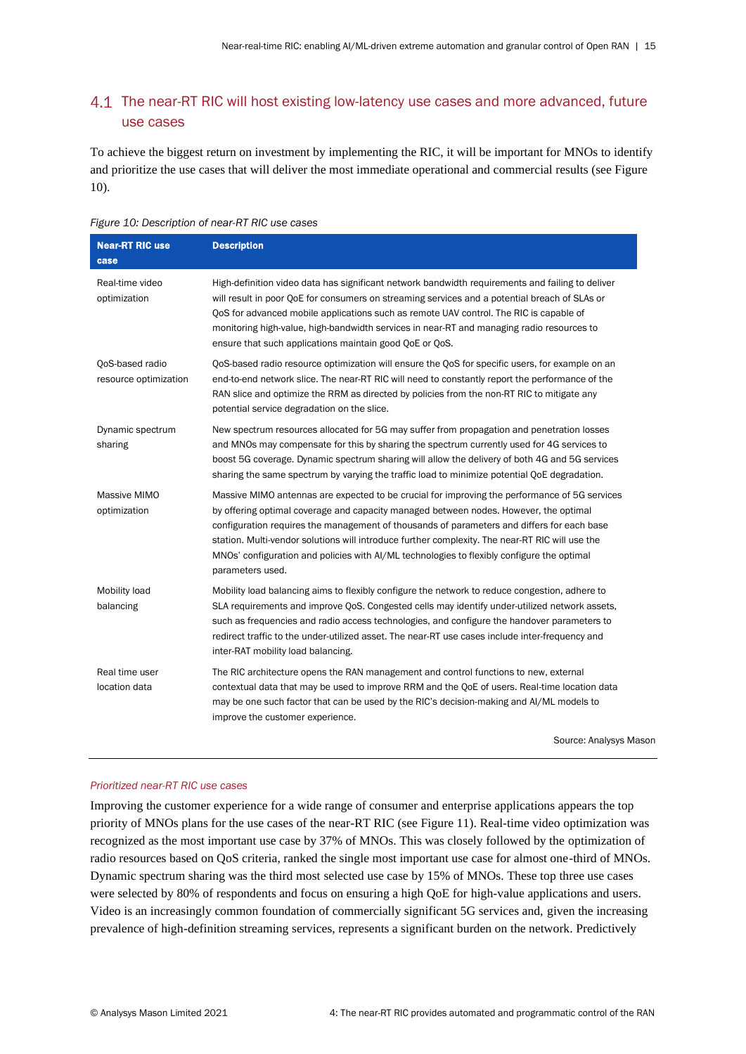## 4.1 The near-RT RIC will host existing low-latency use cases and more advanced, future use cases

To achieve the biggest return on investment by implementing the RIC, it will be important for MNOs to identify and prioritize the use cases that will deliver the most immediate operational and commercial results (see Figure 10).

*Figure 10: Description of near-RT RIC use cases*

| Near-RT RIC use case | Description |
|---|---|
| Real-time video optimization | High-definition video data has significant network bandwidth requirements and failing to deliver will result in poor QoE for consumers on streaming services and a potential breach of SLAs or QoS for advanced mobile applications such as remote UAV control. The RIC is capable of monitoring high-value, high-bandwidth services in near-RT and managing radio resources to ensure that such applications maintain good QoE or QoS. |
| QoS-based radio resource optimization | QoS-based radio resource optimization will ensure the QoS for specific users, for example on an end-to-end network slice. The near-RT RIC will need to constantly report the performance of the RAN slice and optimize the RRM as directed by policies from the non-RT RIC to mitigate any potential service degradation on the slice. |
| Dynamic spectrum sharing | New spectrum resources allocated for 5G may suffer from propagation and penetration losses and MNOs may compensate for this by sharing the spectrum currently used for 4G services to boost 5G coverage. Dynamic spectrum sharing will allow the delivery of both 4G and 5G services sharing the same spectrum by varying the traffic load to minimize potential QoE degradation. |
| Massive MIMO optimization | Massive MIMO antennas are expected to be crucial for improving the performance of 5G services by offering optimal coverage and capacity managed between nodes. However, the optimal configuration requires the management of thousands of parameters and differs for each base station. Multi-vendor solutions will introduce further complexity. The near-RT RIC will use the MNOs' configuration and policies with AI/ML technologies to flexibly configure the optimal parameters used. |
| Mobility load balancing | Mobility load balancing aims to flexibly configure the network to reduce congestion, adhere to SLA requirements and improve QoS. Congested cells may identify under-utilized network assets, such as frequencies and radio access technologies, and configure the handover parameters to redirect traffic to the under-utilized asset. The near-RT use cases include inter-frequency and inter-RAT mobility load balancing. |
| Real time user location data | The RIC architecture opens the RAN management and control functions to new, external contextual data that may be used to improve RRM and the QoE of users. Real-time location data may be one such factor that can be used by the RIC's decision-making and AI/ML models to improve the customer experience. |

Source: Analysys Mason

*Prioritized near-RT RIC use cases*

Improving the customer experience for a wide range of consumer and enterprise applications appears the top priority of MNOs plans for the use cases of the near-RT RIC (see Figure 11). Real-time video optimization was recognized as the most important use case by 37% of MNOs. This was closely followed by the optimization of radio resources based on QoS criteria, ranked the single most important use case for almost one-third of MNOs. Dynamic spectrum sharing was the third most selected use case by 15% of MNOs. These top three use cases were selected by 80% of respondents and focus on ensuring a high QoE for high-value applications and users. Video is an increasingly common foundation of commercially significant 5G services and, given the increasing prevalence of high-definition streaming services, represents a significant burden on the network. Predictively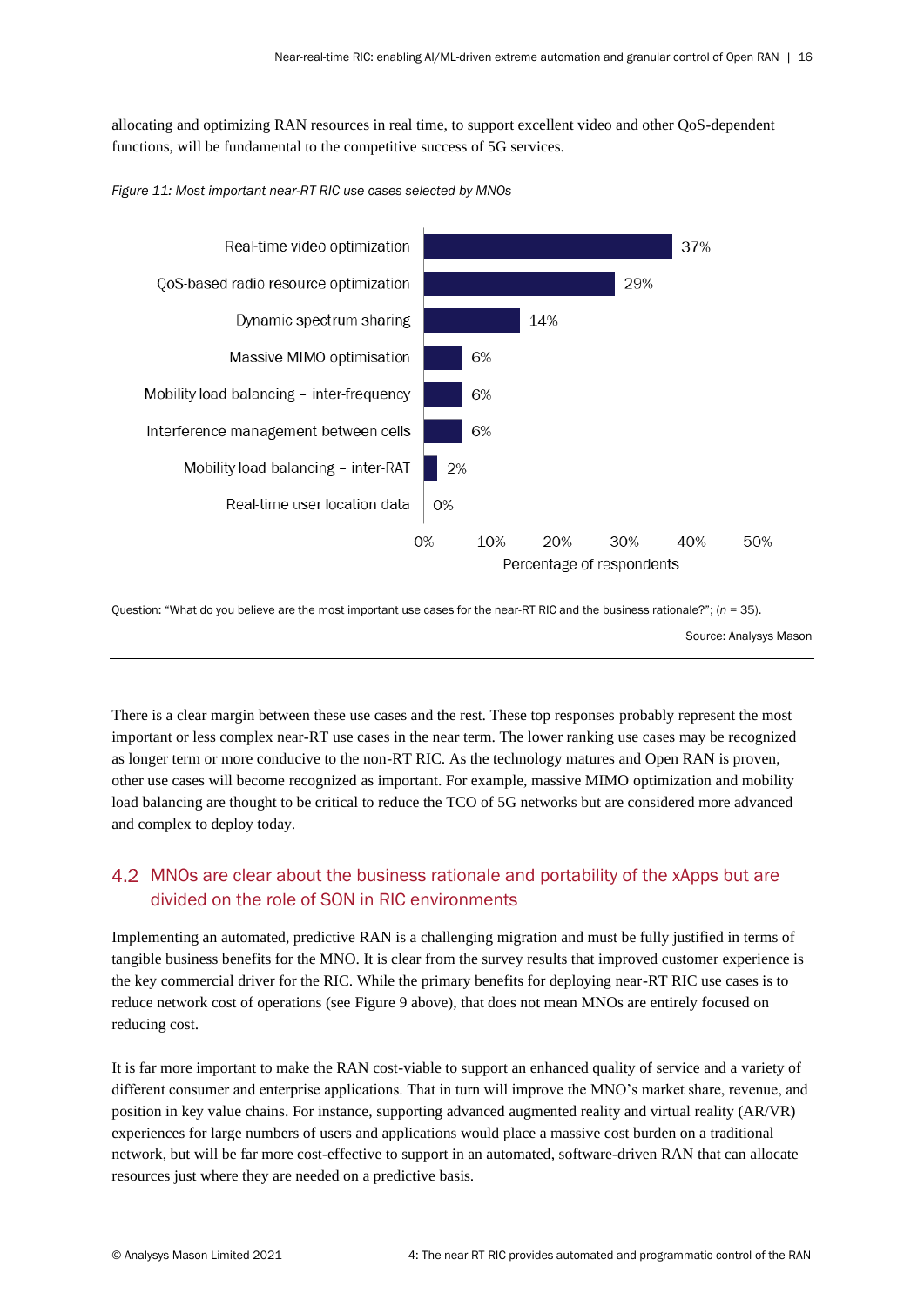allocating and optimizing RAN resources in real time, to support excellent video and other QoS-dependent functions, will be fundamental to the competitive success of 5G services.

*Figure 11: Most important near-RT RIC use cases selected by MNOs*

| Use case | Percentage of respondents |
|---|---|
| Real-time video optimization | 37% |
| QoS-based radio resource optimization | 29% |
| Dynamic spectrum sharing | 14% |
| Massive MIMO optimisation | 6% |
| Mobility load balancing – inter-frequency | 6% |
| Interference management between cells | 6% |
| Mobility load balancing – inter-RAT | 2% |
| Real-time user location data | 0% |

Question: "What do you believe are the most important use cases for the near-RT RIC and the business rationale?"; (*n* = 35).

Source: Analysys Mason

There is a clear margin between these use cases and the rest. These top responses probably represent the most important or less complex near-RT use cases in the near term. The lower ranking use cases may be recognized as longer term or more conducive to the non-RT RIC. As the technology matures and Open RAN is proven, other use cases will become recognized as important. For example, massive MIMO optimization and mobility load balancing are thought to be critical to reduce the TCO of 5G networks but are considered more advanced and complex to deploy today.

## 4.2 MNOs are clear about the business rationale and portability of the xApps but are divided on the role of SON in RIC environments

Implementing an automated, predictive RAN is a challenging migration and must be fully justified in terms of tangible business benefits for the MNO. It is clear from the survey results that improved customer experience is the key commercial driver for the RIC. While the primary benefits for deploying near-RT RIC use cases is to reduce network cost of operations (see Figure 9 above), that does not mean MNOs are entirely focused on reducing cost.

It is far more important to make the RAN cost-viable to support an enhanced quality of service and a variety of different consumer and enterprise applications. That in turn will improve the MNO's market share, revenue, and position in key value chains. For instance, supporting advanced augmented reality and virtual reality (AR/VR) experiences for large numbers of users and applications would place a massive cost burden on a traditional network, but will be far more cost-effective to support in an automated, software-driven RAN that can allocate resources just where they are needed on a predictive basis.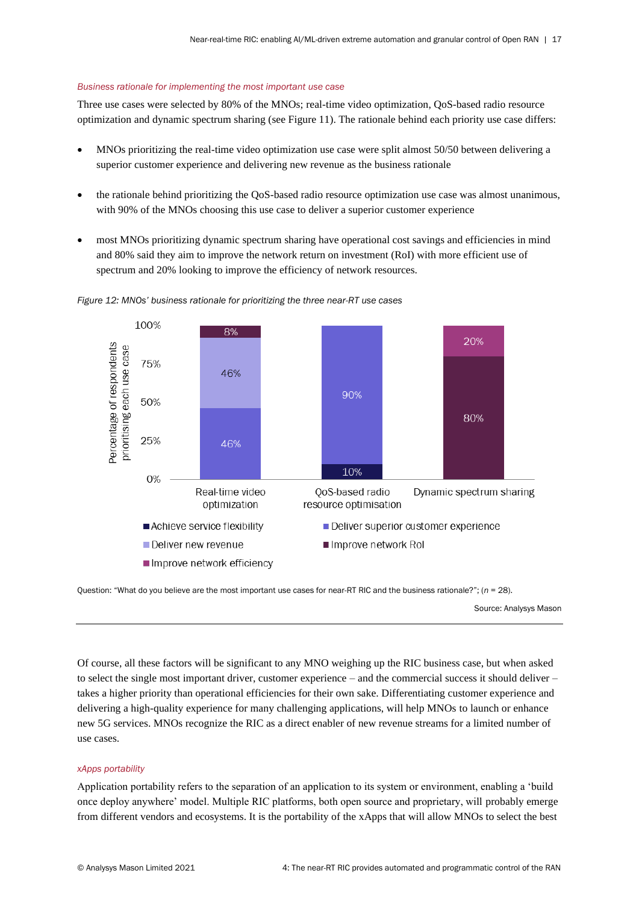*Business rationale for implementing the most important use case*

Three use cases were selected by 80% of the MNOs; real-time video optimization, QoS-based radio resource optimization and dynamic spectrum sharing (see Figure 11). The rationale behind each priority use case differs:

- MNOs prioritizing the real-time video optimization use case were split almost 50/50 between delivering a superior customer experience and delivering new revenue as the business rationale
- the rationale behind prioritizing the QoS-based radio resource optimization use case was almost unanimous, with 90% of the MNOs choosing this use case to deliver a superior customer experience
- most MNOs prioritizing dynamic spectrum sharing have operational cost savings and efficiencies in mind and 80% said they aim to improve the network return on investment (RoI) with more efficient use of spectrum and 20% looking to improve the efficiency of network resources.

*Figure 12: MNOs' business rationale for prioritizing the three near-RT use cases*

| Use case | Achieve service flexibility | Deliver superior customer experience | Deliver new revenue | Improve network RoI | Improve network efficiency |
|---|---|---|---|---|---|
| Real-time video optimization | | 46% | 46% | 8% | |
| QoS-based radio resource optimisation | 10% | 90% | | | |
| Dynamic spectrum sharing | | | | 80% | 20% |

Question: "What do you believe are the most important use cases for near-RT RIC and the business rationale?"; (*n* = 28).

Source: Analysys Mason

Of course, all these factors will be significant to any MNO weighing up the RIC business case, but when asked to select the single most important driver, customer experience – and the commercial success it should deliver – takes a higher priority than operational efficiencies for their own sake. Differentiating customer experience and delivering a high-quality experience for many challenging applications, will help MNOs to launch or enhance new 5G services. MNOs recognize the RIC as a direct enabler of new revenue streams for a limited number of use cases.

*xApps portability*

Application portability refers to the separation of an application to its system or environment, enabling a 'build once deploy anywhere' model. Multiple RIC platforms, both open source and proprietary, will probably emerge from different vendors and ecosystems. It is the portability of the xApps that will allow MNOs to select the best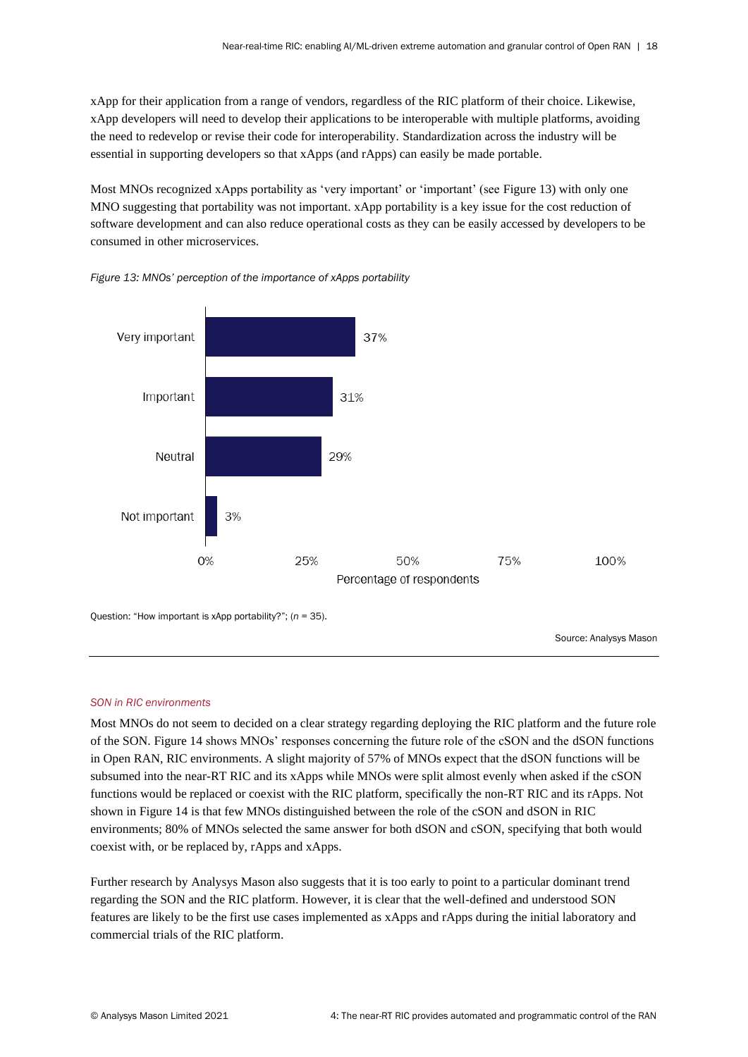xApp for their application from a range of vendors, regardless of the RIC platform of their choice. Likewise, xApp developers will need to develop their applications to be interoperable with multiple platforms, avoiding the need to redevelop or revise their code for interoperability. Standardization across the industry will be essential in supporting developers so that xApps (and rApps) can easily be made portable.

Most MNOs recognized xApps portability as 'very important' or 'important' (see Figure 13) with only one MNO suggesting that portability was not important. xApp portability is a key issue for the cost reduction of software development and can also reduce operational costs as they can be easily accessed by developers to be consumed in other microservices.

*Figure 13: MNOs' perception of the importance of xApps portability*

| Response | Percentage of respondents |
|---|---|
| Very important | 37% |
| Important | 31% |
| Neutral | 29% |
| Not important | 3% |

Question: "How important is xApp portability?"; ($n$ = 35).

Source: Analysys Mason

*SON in RIC environments*

Most MNOs do not seem to decided on a clear strategy regarding deploying the RIC platform and the future role of the SON. Figure 14 shows MNOs' responses concerning the future role of the cSON and the dSON functions in Open RAN, RIC environments. A slight majority of 57% of MNOs expect that the dSON functions will be subsumed into the near-RT RIC and its xApps while MNOs were split almost evenly when asked if the cSON functions would be replaced or coexist with the RIC platform, specifically the non-RT RIC and its rApps. Not shown in Figure 14 is that few MNOs distinguished between the role of the cSON and dSON in RIC environments; 80% of MNOs selected the same answer for both dSON and cSON, specifying that both would coexist with, or be replaced by, rApps and xApps.

Further research by Analysys Mason also suggests that it is too early to point to a particular dominant trend regarding the SON and the RIC platform. However, it is clear that the well-defined and understood SON features are likely to be the first use cases implemented as xApps and rApps during the initial laboratory and commercial trials of the RIC platform.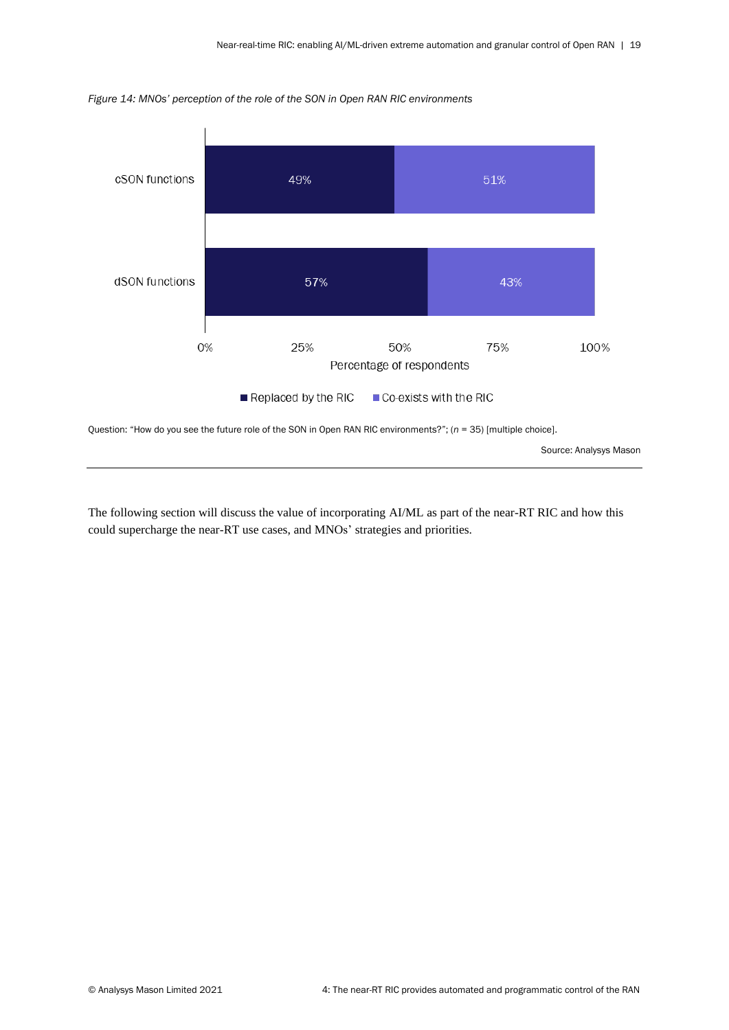*Figure 14: MNOs' perception of the role of the SON in Open RAN RIC environments*

| | Replaced by the RIC | Co-exists with the RIC |
|---|---|---|
| cSON functions | 49% | 51% |
| dSON functions | 57% | 43% |

Question: "How do you see the future role of the SON in Open RAN RIC environments?"; (*n* = 35) [multiple choice].

Source: Analysys Mason

The following section will discuss the value of incorporating AI/ML as part of the near-RT RIC and how this could supercharge the near-RT use cases, and MNOs' strategies and priorities.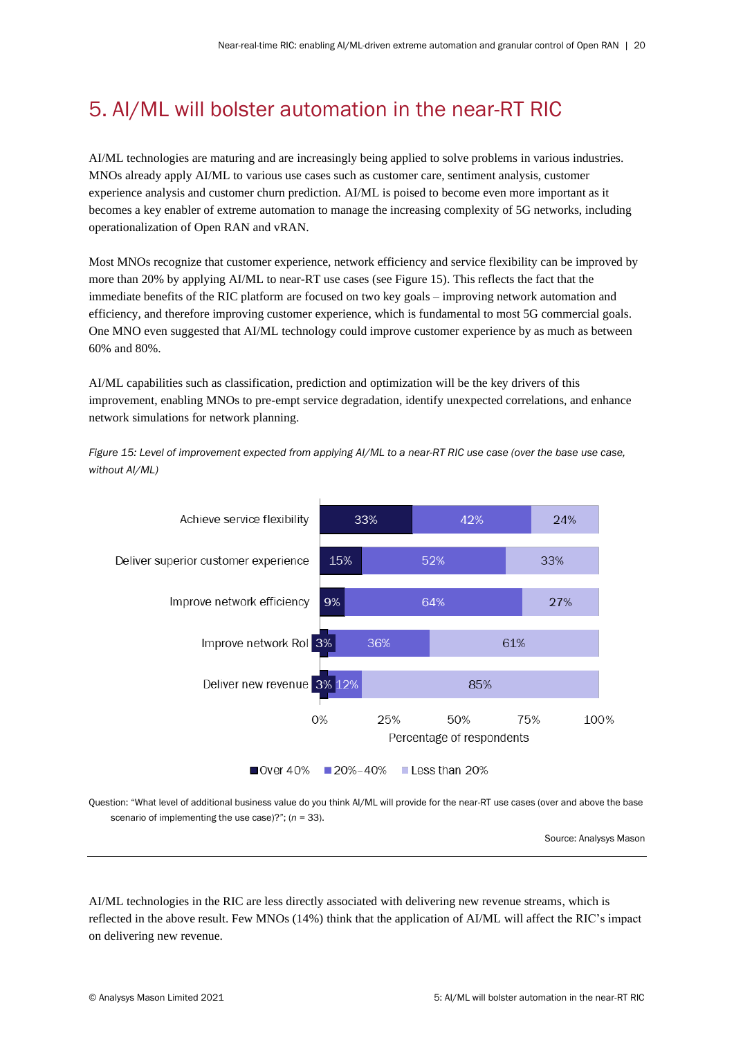# 5. AI/ML will bolster automation in the near-RT RIC

AI/ML technologies are maturing and are increasingly being applied to solve problems in various industries. MNOs already apply AI/ML to various use cases such as customer care, sentiment analysis, customer experience analysis and customer churn prediction. AI/ML is poised to become even more important as it becomes a key enabler of extreme automation to manage the increasing complexity of 5G networks, including operationalization of Open RAN and vRAN.

Most MNOs recognize that customer experience, network efficiency and service flexibility can be improved by more than 20% by applying AI/ML to near-RT use cases (see Figure 15). This reflects the fact that the immediate benefits of the RIC platform are focused on two key goals – improving network automation and efficiency, and therefore improving customer experience, which is fundamental to most 5G commercial goals. One MNO even suggested that AI/ML technology could improve customer experience by as much as between 60% and 80%.

AI/ML capabilities such as classification, prediction and optimization will be the key drivers of this improvement, enabling MNOs to pre-empt service degradation, identify unexpected correlations, and enhance network simulations for network planning.

*Figure 15: Level of improvement expected from applying AI/ML to a near-RT RIC use case (over the base use case, without AI/ML)*

| | Over 40% | 20%–40% | Less than 20% |
|---|---|---|---|
| Achieve service flexibility | 33% | 42% | 24% |
| Deliver superior customer experience | 15% | 52% | 33% |
| Improve network efficiency | 9% | 64% | 27% |
| Improve network RoI | 3% | 36% | 61% |
| Deliver new revenue | 3% | 12% | 85% |

Percentage of respondents

Question: "What level of additional business value do you think AI/ML will provide for the near-RT use cases (over and above the base scenario of implementing the use case)?"; (*n* = 33).

Source: Analysys Mason

AI/ML technologies in the RIC are less directly associated with delivering new revenue streams, which is reflected in the above result. Few MNOs (14%) think that the application of AI/ML will affect the RIC's impact on delivering new revenue.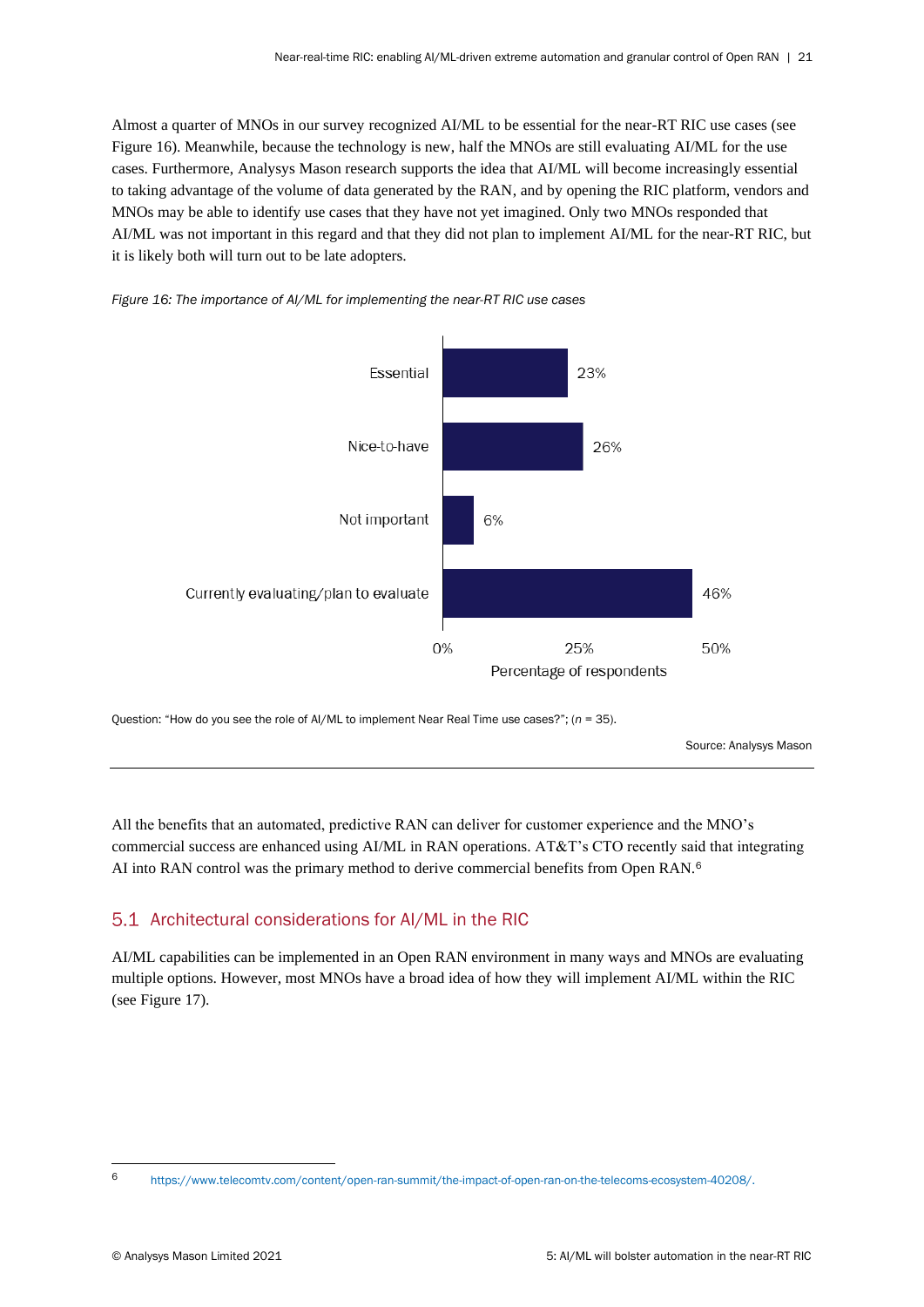Almost a quarter of MNOs in our survey recognized AI/ML to be essential for the near-RT RIC use cases (see Figure 16). Meanwhile, because the technology is new, half the MNOs are still evaluating AI/ML for the use cases. Furthermore, Analysys Mason research supports the idea that AI/ML will become increasingly essential to taking advantage of the volume of data generated by the RAN, and by opening the RIC platform, vendors and MNOs may be able to identify use cases that they have not yet imagined. Only two MNOs responded that AI/ML was not important in this regard and that they did not plan to implement AI/ML for the near-RT RIC, but it is likely both will turn out to be late adopters.

*Figure 16: The importance of AI/ML for implementing the near-RT RIC use cases*

| Response | Percentage of respondents |
|---|---|
| Essential | 23% |
| Nice-to-have | 26% |
| Not important | 6% |
| Currently evaluating/plan to evaluate | 46% |

Question: "How do you see the role of AI/ML to implement Near Real Time use cases?"; (*n* = 35).

Source: Analysys Mason

All the benefits that an automated, predictive RAN can deliver for customer experience and the MNO's commercial success are enhanced using AI/ML in RAN operations. AT&T's CTO recently said that integrating AI into RAN control was the primary method to derive commercial benefits from Open RAN.[6]

## 5.1 Architectural considerations for AI/ML in the RIC

AI/ML capabilities can be implemented in an Open RAN environment in many ways and MNOs are evaluating multiple options. However, most MNOs have a broad idea of how they will implement AI/ML within the RIC (see Figure 17).

---

[6] https://www.telecomtv.com/content/open-ran-summit/the-impact-of-open-ran-on-the-telecoms-ecosystem-40208/.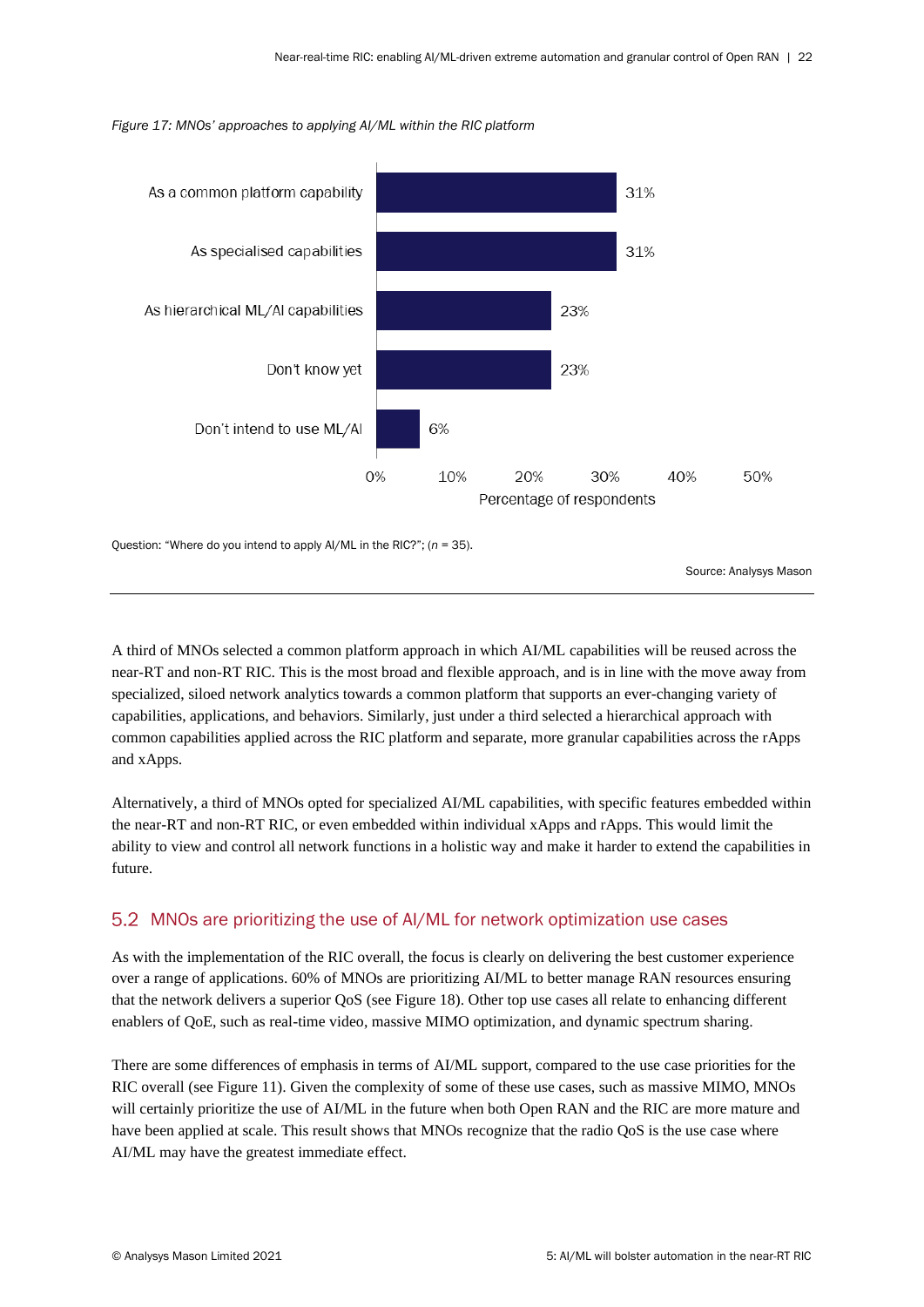*Figure 17: MNOs' approaches to applying AI/ML within the RIC platform*

| Approach | Percentage of respondents |
| --- | --- |
| As a common platform capability | 31% |
| As specialised capabilities | 31% |
| As hierarchical ML/AI capabilities | 23% |
| Don't know yet | 23% |
| Don't intend to use ML/AI | 6% |

Question: "Where do you intend to apply AI/ML in the RIC?"; (*n* = 35).

Source: Analysys Mason

A third of MNOs selected a common platform approach in which AI/ML capabilities will be reused across the near-RT and non-RT RIC. This is the most broad and flexible approach, and is in line with the move away from specialized, siloed network analytics towards a common platform that supports an ever-changing variety of capabilities, applications, and behaviors. Similarly, just under a third selected a hierarchical approach with common capabilities applied across the RIC platform and separate, more granular capabilities across the rApps and xApps.

Alternatively, a third of MNOs opted for specialized AI/ML capabilities, with specific features embedded within the near-RT and non-RT RIC, or even embedded within individual xApps and rApps. This would limit the ability to view and control all network functions in a holistic way and make it harder to extend the capabilities in future.

## 5.2 MNOs are prioritizing the use of AI/ML for network optimization use cases

As with the implementation of the RIC overall, the focus is clearly on delivering the best customer experience over a range of applications. 60% of MNOs are prioritizing AI/ML to better manage RAN resources ensuring that the network delivers a superior QoS (see Figure 18). Other top use cases all relate to enhancing different enablers of QoE, such as real-time video, massive MIMO optimization, and dynamic spectrum sharing.

There are some differences of emphasis in terms of AI/ML support, compared to the use case priorities for the RIC overall (see Figure 11). Given the complexity of some of these use cases, such as massive MIMO, MNOs will certainly prioritize the use of AI/ML in the future when both Open RAN and the RIC are more mature and have been applied at scale. This result shows that MNOs recognize that the radio QoS is the use case where AI/ML may have the greatest immediate effect.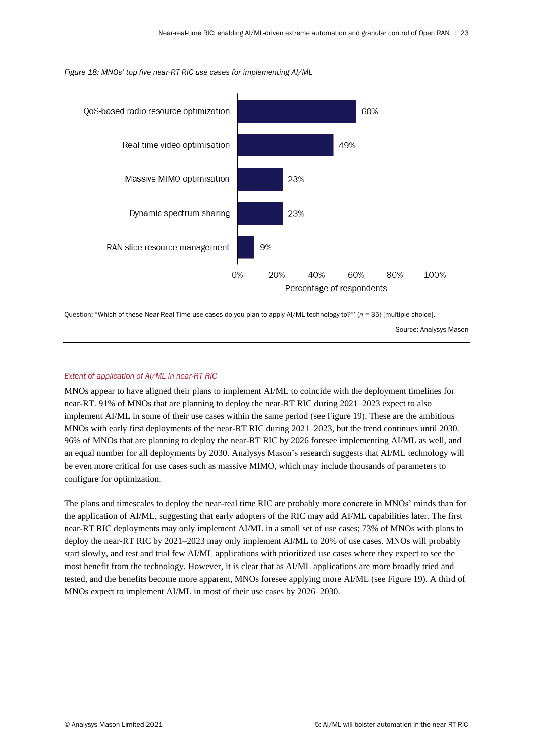*Figure 18: MNOs' top five near-RT RIC use cases for implementing AI/ML*

| Use case | Percentage of respondents |
|---|---|
| QoS-based radio resource optimization | 60% |
| Real time video optimisation | 49% |
| Massive MIMO optimisation | 23% |
| Dynamic spectrum sharing | 23% |
| RAN slice resource management | 9% |

Question: "Which of these Near Real Time use cases do you plan to apply AI/ML technology to?"' (*n* = 35) [multiple choice].

Source: Analysys Mason

*Extent of application of AI/ML in near-RT RIC*

MNOs appear to have aligned their plans to implement AI/ML to coincide with the deployment timelines for near-RT. 91% of MNOs that are planning to deploy the near-RT RIC during 2021–2023 expect to also implement AI/ML in some of their use cases within the same period (see Figure 19). These are the ambitious MNOs with early first deployments of the near-RT RIC during 2021–2023, but the trend continues until 2030. 96% of MNOs that are planning to deploy the near-RT RIC by 2026 foresee implementing AI/ML as well, and an equal number for all deployments by 2030. Analysys Mason's research suggests that AI/ML technology will be even more critical for use cases such as massive MIMO, which may include thousands of parameters to configure for optimization.

The plans and timescales to deploy the near-real time RIC are probably more concrete in MNOs' minds than for the application of AI/ML, suggesting that early adopters of the RIC may add AI/ML capabilities later. The first near-RT RIC deployments may only implement AI/ML in a small set of use cases; 73% of MNOs with plans to deploy the near-RT RIC by 2021–2023 may only implement AI/ML to 20% of use cases. MNOs will probably start slowly, and test and trial few AI/ML applications with prioritized use cases where they expect to see the most benefit from the technology. However, it is clear that as AI/ML applications are more broadly tried and tested, and the benefits become more apparent, MNOs foresee applying more AI/ML (see Figure 19). A third of MNOs expect to implement AI/ML in most of their use cases by 2026–2030.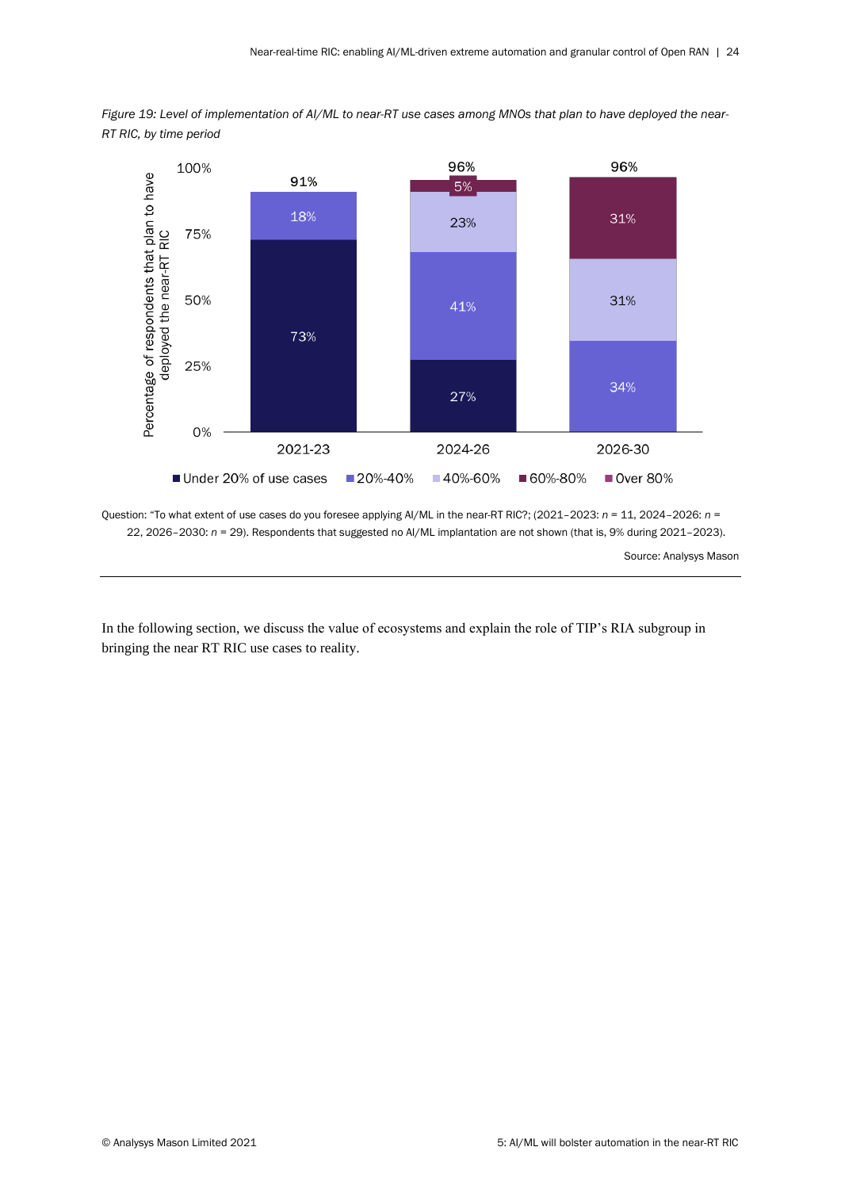*Figure 19: Level of implementation of AI/ML to near-RT use cases among MNOs that plan to have deployed the near-RT RIC, by time period*

| Time period | Under 20% of use cases | 20%-40% | 40%-60% | 60%-80% | Over 80% | Total |
|---|---|---|---|---|---|---|
| 2021-23 | 73% | 18% | | | | 91% |
| 2024-26 | 27% | 41% | 23% | 5% | | 96% |
| 2026-30 | | 34% | 31% | 31% | | 96% |

Question: "To what extent of use cases do you foresee applying AI/ML in the near-RT RIC?; (2021–2023: *n* = 11, 2024–2026: *n* = 22, 2026–2030: *n* = 29). Respondents that suggested no AI/ML implantation are not shown (that is, 9% during 2021–2023).

Source: Analysys Mason

In the following section, we discuss the value of ecosystems and explain the role of TIP's RIA subgroup in bringing the near RT RIC use cases to reality.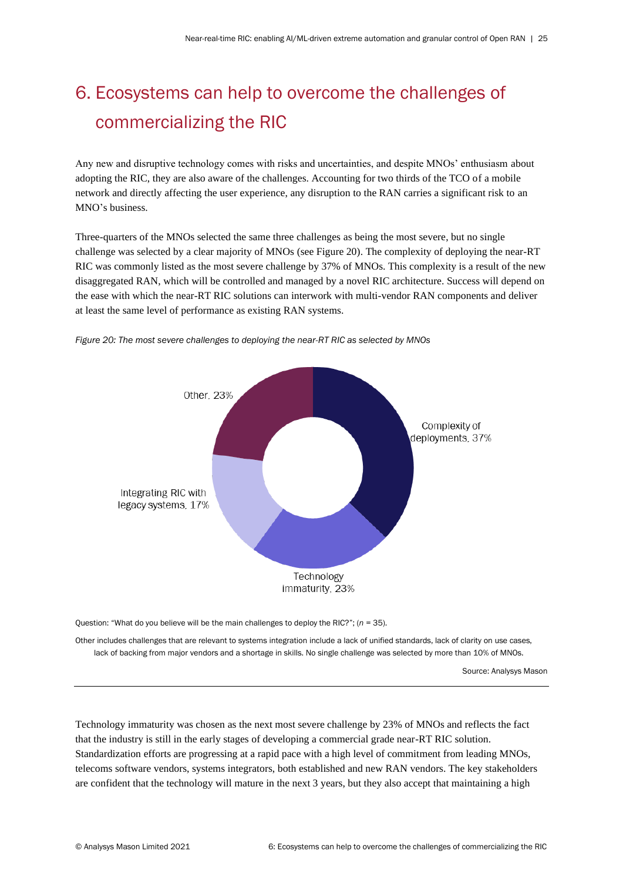# 6. Ecosystems can help to overcome the challenges of commercializing the RIC

Any new and disruptive technology comes with risks and uncertainties, and despite MNOs' enthusiasm about adopting the RIC, they are also aware of the challenges. Accounting for two thirds of the TCO of a mobile network and directly affecting the user experience, any disruption to the RAN carries a significant risk to an MNO's business.

Three-quarters of the MNOs selected the same three challenges as being the most severe, but no single challenge was selected by a clear majority of MNOs (see Figure 20). The complexity of deploying the near-RT RIC was commonly listed as the most severe challenge by 37% of MNOs. This complexity is a result of the new disaggregated RAN, which will be controlled and managed by a novel RIC architecture. Success will depend on the ease with which the near-RT RIC solutions can interwork with multi-vendor RAN components and deliver at least the same level of performance as existing RAN systems.

*Figure 20: The most severe challenges to deploying the near-RT RIC as selected by MNOs*

| Challenge | Share of MNOs |
|---|---|
| Complexity of deployments | 37% |
| Technology immaturity | 23% |
| Integrating RIC with legacy systems | 17% |
| Other | 23% |

Question: "What do you believe will be the main challenges to deploy the RIC?"; ($n$ = 35).

Other includes challenges that are relevant to systems integration include a lack of unified standards, lack of clarity on use cases, lack of backing from major vendors and a shortage in skills. No single challenge was selected by more than 10% of MNOs.

Source: Analysys Mason

Technology immaturity was chosen as the next most severe challenge by 23% of MNOs and reflects the fact that the industry is still in the early stages of developing a commercial grade near-RT RIC solution. Standardization efforts are progressing at a rapid pace with a high level of commitment from leading MNOs, telecoms software vendors, systems integrators, both established and new RAN vendors. The key stakeholders are confident that the technology will mature in the next 3 years, but they also accept that maintaining a high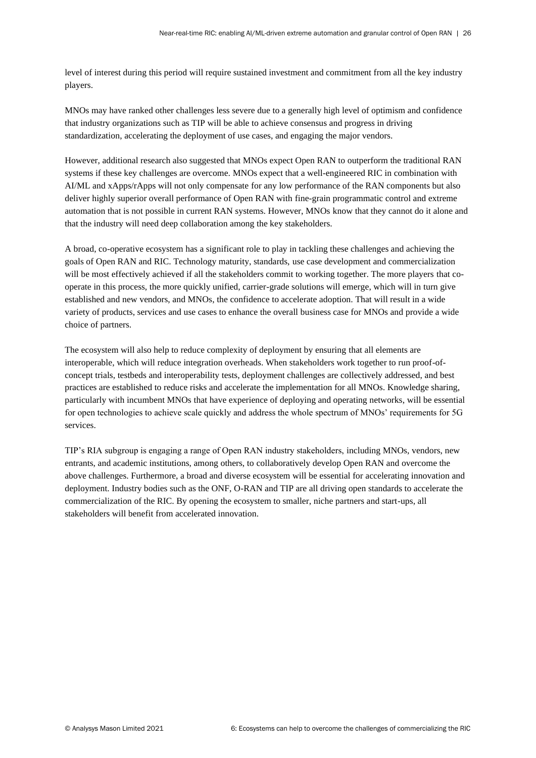level of interest during this period will require sustained investment and commitment from all the key industry players.

MNOs may have ranked other challenges less severe due to a generally high level of optimism and confidence that industry organizations such as TIP will be able to achieve consensus and progress in driving standardization, accelerating the deployment of use cases, and engaging the major vendors.

However, additional research also suggested that MNOs expect Open RAN to outperform the traditional RAN systems if these key challenges are overcome. MNOs expect that a well-engineered RIC in combination with AI/ML and xApps/rApps will not only compensate for any low performance of the RAN components but also deliver highly superior overall performance of Open RAN with fine-grain programmatic control and extreme automation that is not possible in current RAN systems. However, MNOs know that they cannot do it alone and that the industry will need deep collaboration among the key stakeholders.

A broad, co-operative ecosystem has a significant role to play in tackling these challenges and achieving the goals of Open RAN and RIC. Technology maturity, standards, use case development and commercialization will be most effectively achieved if all the stakeholders commit to working together. The more players that co-operate in this process, the more quickly unified, carrier-grade solutions will emerge, which will in turn give established and new vendors, and MNOs, the confidence to accelerate adoption. That will result in a wide variety of products, services and use cases to enhance the overall business case for MNOs and provide a wide choice of partners.

The ecosystem will also help to reduce complexity of deployment by ensuring that all elements are interoperable, which will reduce integration overheads. When stakeholders work together to run proof-of-concept trials, testbeds and interoperability tests, deployment challenges are collectively addressed, and best practices are established to reduce risks and accelerate the implementation for all MNOs. Knowledge sharing, particularly with incumbent MNOs that have experience of deploying and operating networks, will be essential for open technologies to achieve scale quickly and address the whole spectrum of MNOs' requirements for 5G services.

TIP's RIA subgroup is engaging a range of Open RAN industry stakeholders, including MNOs, vendors, new entrants, and academic institutions, among others, to collaboratively develop Open RAN and overcome the above challenges. Furthermore, a broad and diverse ecosystem will be essential for accelerating innovation and deployment. Industry bodies such as the ONF, O-RAN and TIP are all driving open standards to accelerate the commercialization of the RIC. By opening the ecosystem to smaller, niche partners and start-ups, all stakeholders will benefit from accelerated innovation.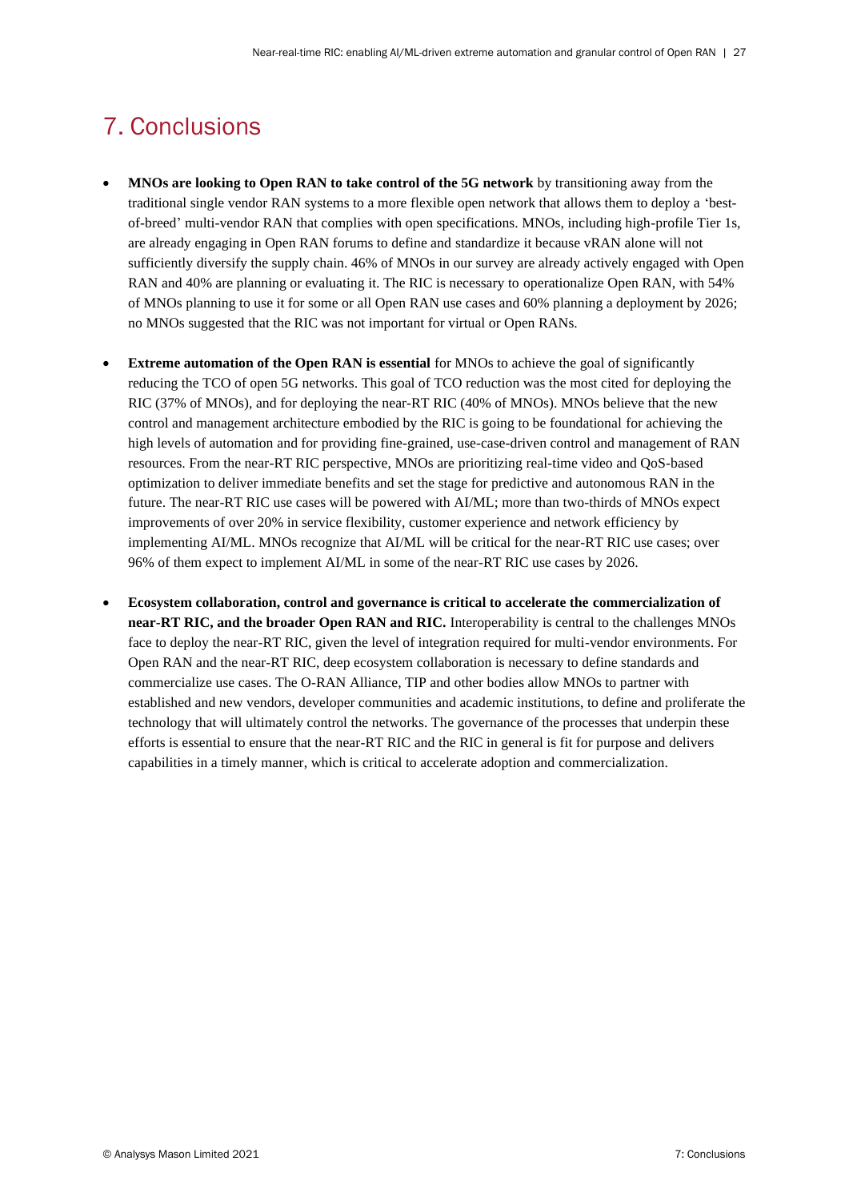# 7. Conclusions

- **MNOs are looking to Open RAN to take control of the 5G network** by transitioning away from the traditional single vendor RAN systems to a more flexible open network that allows them to deploy a 'best-of-breed' multi-vendor RAN that complies with open specifications. MNOs, including high-profile Tier 1s, are already engaging in Open RAN forums to define and standardize it because vRAN alone will not sufficiently diversify the supply chain. 46% of MNOs in our survey are already actively engaged with Open RAN and 40% are planning or evaluating it. The RIC is necessary to operationalize Open RAN, with 54% of MNOs planning to use it for some or all Open RAN use cases and 60% planning a deployment by 2026; no MNOs suggested that the RIC was not important for virtual or Open RANs.
- **Extreme automation of the Open RAN is essential** for MNOs to achieve the goal of significantly reducing the TCO of open 5G networks. This goal of TCO reduction was the most cited for deploying the RIC (37% of MNOs), and for deploying the near-RT RIC (40% of MNOs). MNOs believe that the new control and management architecture embodied by the RIC is going to be foundational for achieving the high levels of automation and for providing fine-grained, use-case-driven control and management of RAN resources. From the near-RT RIC perspective, MNOs are prioritizing real-time video and QoS-based optimization to deliver immediate benefits and set the stage for predictive and autonomous RAN in the future. The near-RT RIC use cases will be powered with AI/ML; more than two-thirds of MNOs expect improvements of over 20% in service flexibility, customer experience and network efficiency by implementing AI/ML. MNOs recognize that AI/ML will be critical for the near-RT RIC use cases; over 96% of them expect to implement AI/ML in some of the near-RT RIC use cases by 2026.
- **Ecosystem collaboration, control and governance is critical to accelerate the commercialization of near-RT RIC, and the broader Open RAN and RIC.** Interoperability is central to the challenges MNOs face to deploy the near-RT RIC, given the level of integration required for multi-vendor environments. For Open RAN and the near-RT RIC, deep ecosystem collaboration is necessary to define standards and commercialize use cases. The O-RAN Alliance, TIP and other bodies allow MNOs to partner with established and new vendors, developer communities and academic institutions, to define and proliferate the technology that will ultimately control the networks. The governance of the processes that underpin these efforts is essential to ensure that the near-RT RIC and the RIC in general is fit for purpose and delivers capabilities in a timely manner, which is critical to accelerate adoption and commercialization.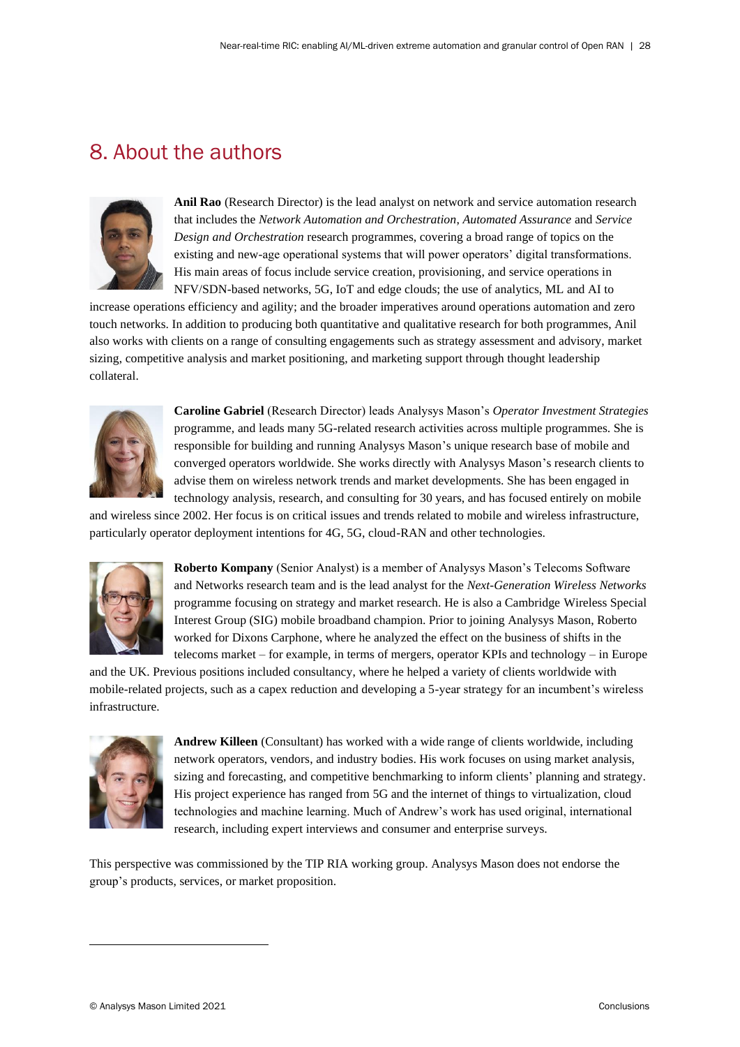# 8. About the authors

**Anil Rao** (Research Director) is the lead analyst on network and service automation research that includes the *Network Automation and Orchestration*, *Automated Assurance* and *Service Design and Orchestration* research programmes, covering a broad range of topics on the existing and new-age operational systems that will power operators' digital transformations. His main areas of focus include service creation, provisioning, and service operations in NFV/SDN-based networks, 5G, IoT and edge clouds; the use of analytics, ML and AI to increase operations efficiency and agility; and the broader imperatives around operations automation and zero touch networks. In addition to producing both quantitative and qualitative research for both programmes, Anil also works with clients on a range of consulting engagements such as strategy assessment and advisory, market sizing, competitive analysis and market positioning, and marketing support through thought leadership collateral.

**Caroline Gabriel** (Research Director) leads Analysys Mason's *Operator Investment Strategies* programme, and leads many 5G-related research activities across multiple programmes. She is responsible for building and running Analysys Mason's unique research base of mobile and converged operators worldwide. She works directly with Analysys Mason's research clients to advise them on wireless network trends and market developments. She has been engaged in technology analysis, research, and consulting for 30 years, and has focused entirely on mobile and wireless since 2002. Her focus is on critical issues and trends related to mobile and wireless infrastructure, particularly operator deployment intentions for 4G, 5G, cloud-RAN and other technologies.

**Roberto Kompany** (Senior Analyst) is a member of Analysys Mason's Telecoms Software and Networks research team and is the lead analyst for the *Next-Generation Wireless Networks* programme focusing on strategy and market research. He is also a Cambridge Wireless Special Interest Group (SIG) mobile broadband champion. Prior to joining Analysys Mason, Roberto worked for Dixons Carphone, where he analyzed the effect on the business of shifts in the telecoms market – for example, in terms of mergers, operator KPIs and technology – in Europe and the UK. Previous positions included consultancy, where he helped a variety of clients worldwide with mobile-related projects, such as a capex reduction and developing a 5-year strategy for an incumbent's wireless infrastructure.

**Andrew Killeen** (Consultant) has worked with a wide range of clients worldwide, including network operators, vendors, and industry bodies. His work focuses on using market analysis, sizing and forecasting, and competitive benchmarking to inform clients' planning and strategy. His project experience has ranged from 5G and the internet of things to virtualization, cloud technologies and machine learning. Much of Andrew's work has used original, international research, including expert interviews and consumer and enterprise surveys.

This perspective was commissioned by the TIP RIA working group. Analysys Mason does not endorse the group's products, services, or market proposition.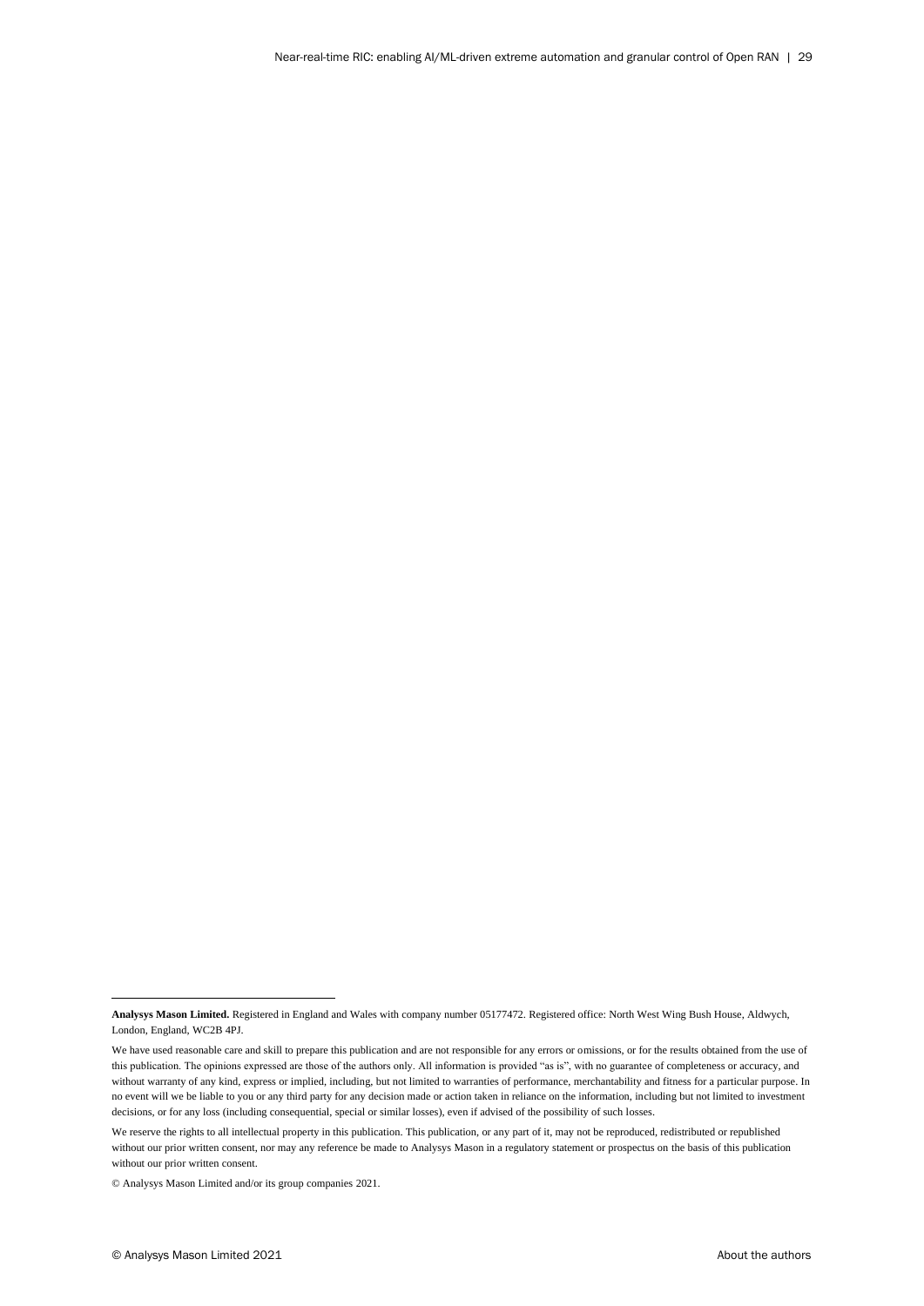**Analysys Mason Limited.** Registered in England and Wales with company number 05177472. Registered office: North West Wing Bush House, Aldwych, London, England, WC2B 4PJ.

We have used reasonable care and skill to prepare this publication and are not responsible for any errors or omissions, or for the results obtained from the use of this publication. The opinions expressed are those of the authors only. All information is provided "as is", with no guarantee of completeness or accuracy, and without warranty of any kind, express or implied, including, but not limited to warranties of performance, merchantability and fitness for a particular purpose. In no event will we be liable to you or any third party for any decision made or action taken in reliance on the information, including but not limited to investment decisions, or for any loss (including consequential, special or similar losses), even if advised of the possibility of such losses.

We reserve the rights to all intellectual property in this publication. This publication, or any part of it, may not be reproduced, redistributed or republished without our prior written consent, nor may any reference be made to Analysys Mason in a regulatory statement or prospectus on the basis of this publication without our prior written consent.

© Analysys Mason Limited and/or its group companies 2021.